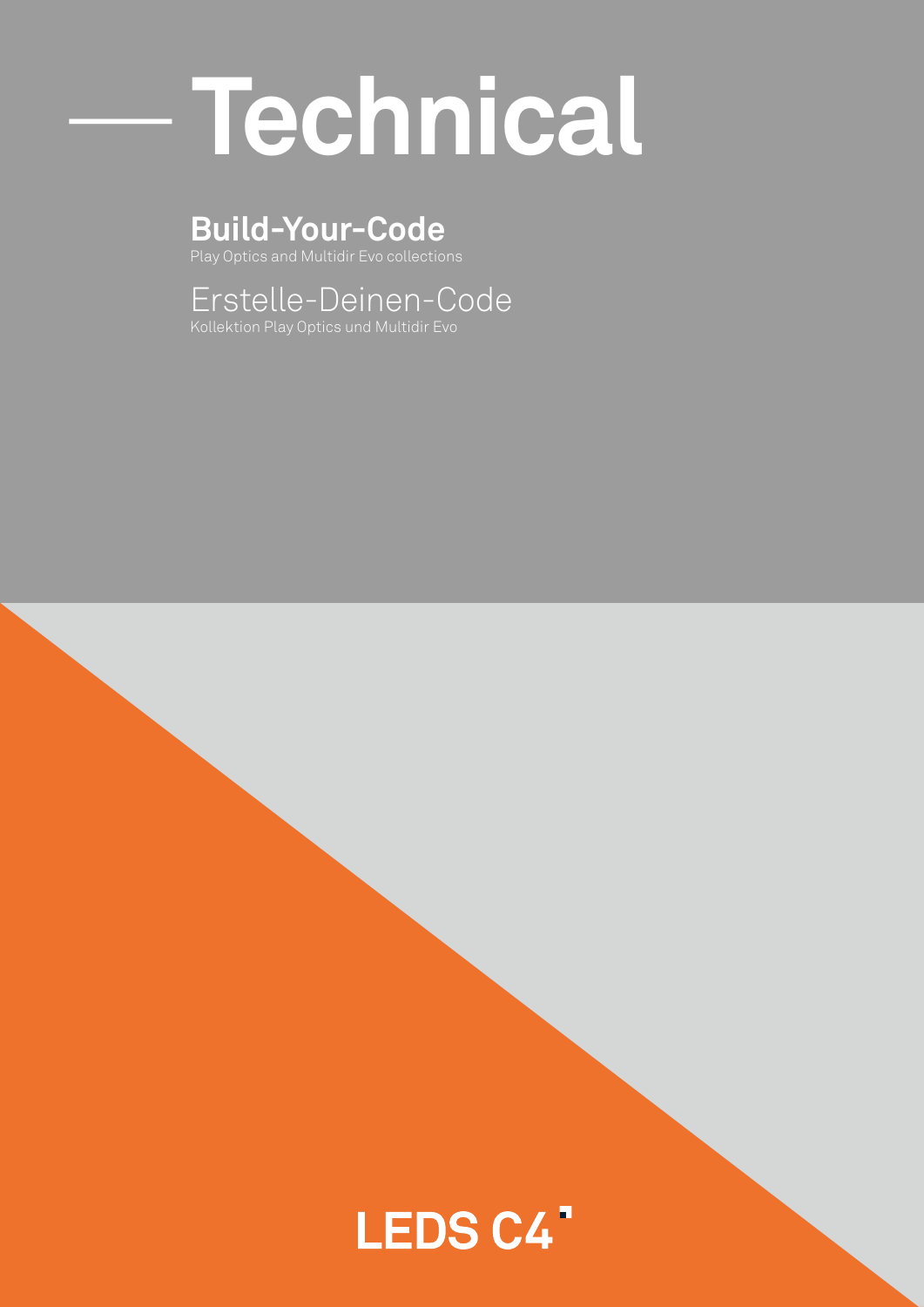# — Technical

## Build-Your-Code

Play Optics and Multidir Evo collections

## Erstelle-Deinen-Code

Kollektion Play Optics und Multidir Evo

LEDS C4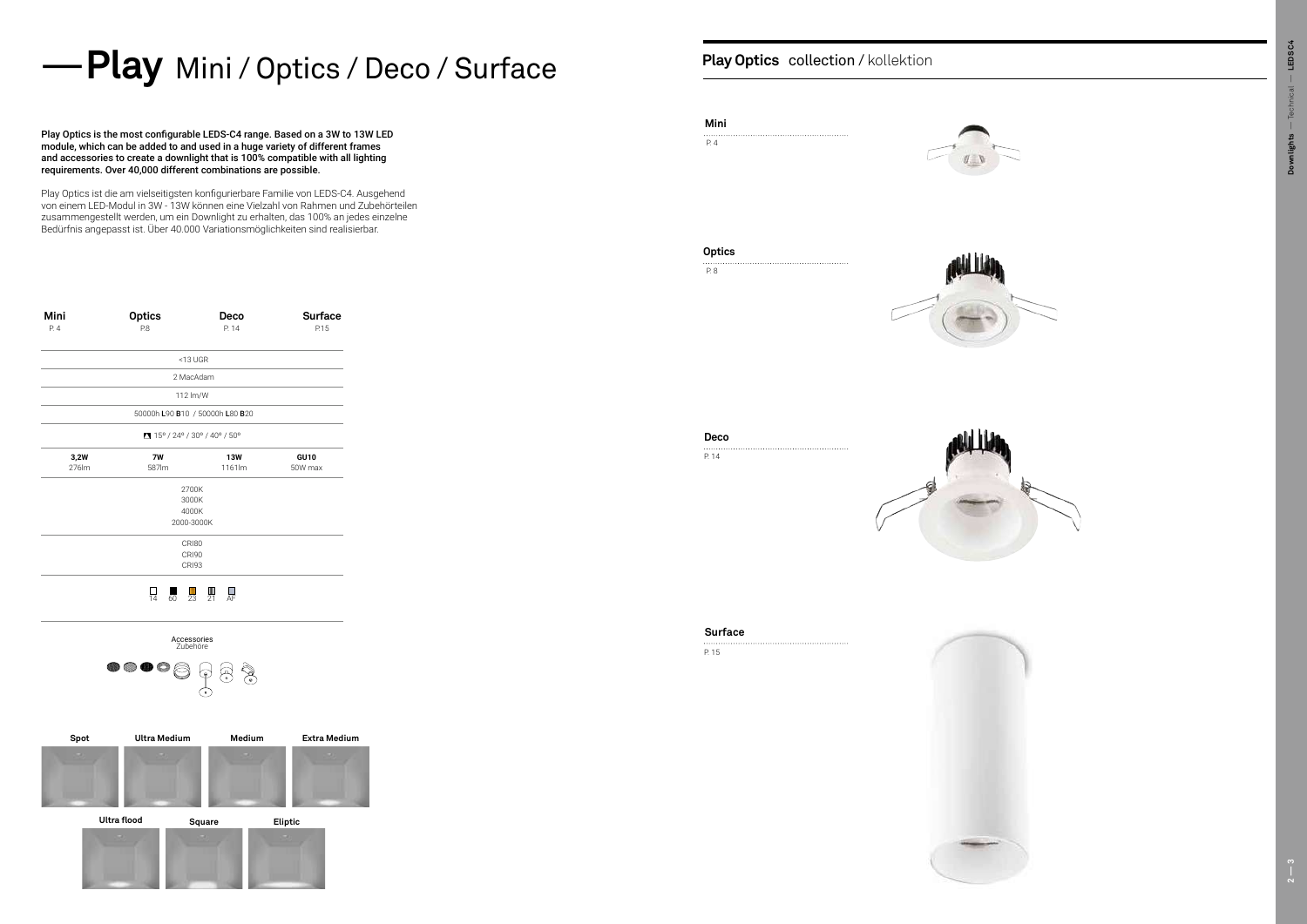# —Play Mini / Optics / Deco / Surface

**Play Optics is the most configurable LEDS-C4 range. Based on a 3W to 13W LED module, which can be added to and used in a huge variety of different frames and accessories to create a downlight that is 100% compatible with all lighting requirements. Over 40,000 different combinations are possible.**

Play Optics ist die am vielseitigsten konfigurierbare Familie von LEDS-C4. Ausgehend von einem LED-Modul in 3W - 13W können eine Vielzahl von Rahmen und Zubehörteilen zusammengestellt werden, um ein Downlight zu erhalten, das 100% an jedes einzelne Bedürfnis angepasst ist. Über 40.000 Variationsmöglichkeiten sind realisierbar.

| **Mini** P. 4 | **Optics** P.8 | **Deco** P. 14 | **Surface** P.15 |
|---|---|---|---|
| <13 UGR | | | |
| 2 MacAdam | | | |
| 112 lm/W | | | |
| 50000h **L**90 **B**10 / 50000h **L**80 **B**20 | | | |
| 15° / 24° / 30° / 40° / 50° | | | |
| **3,2W** 276lm | **7W** 587lm | **13W** 1161lm | **GU10** 50W max |
| 2700K 3000K 4000K 2000-3000K | | | |
| CRI80 CRI90 CRI93 | | | |
| 14 60 23 21 AF | | | |

Accessories
Zubehöre

**Spot** · **Ultra Medium** · **Medium** · **Extra Medium**

**Ultra flood** · **Square** · **Eliptic**

## Play Optics collection / kollektion

**Mini**
P. 4

**Optics**
P. 8

**Deco**
P. 14

**Surface**
P. 15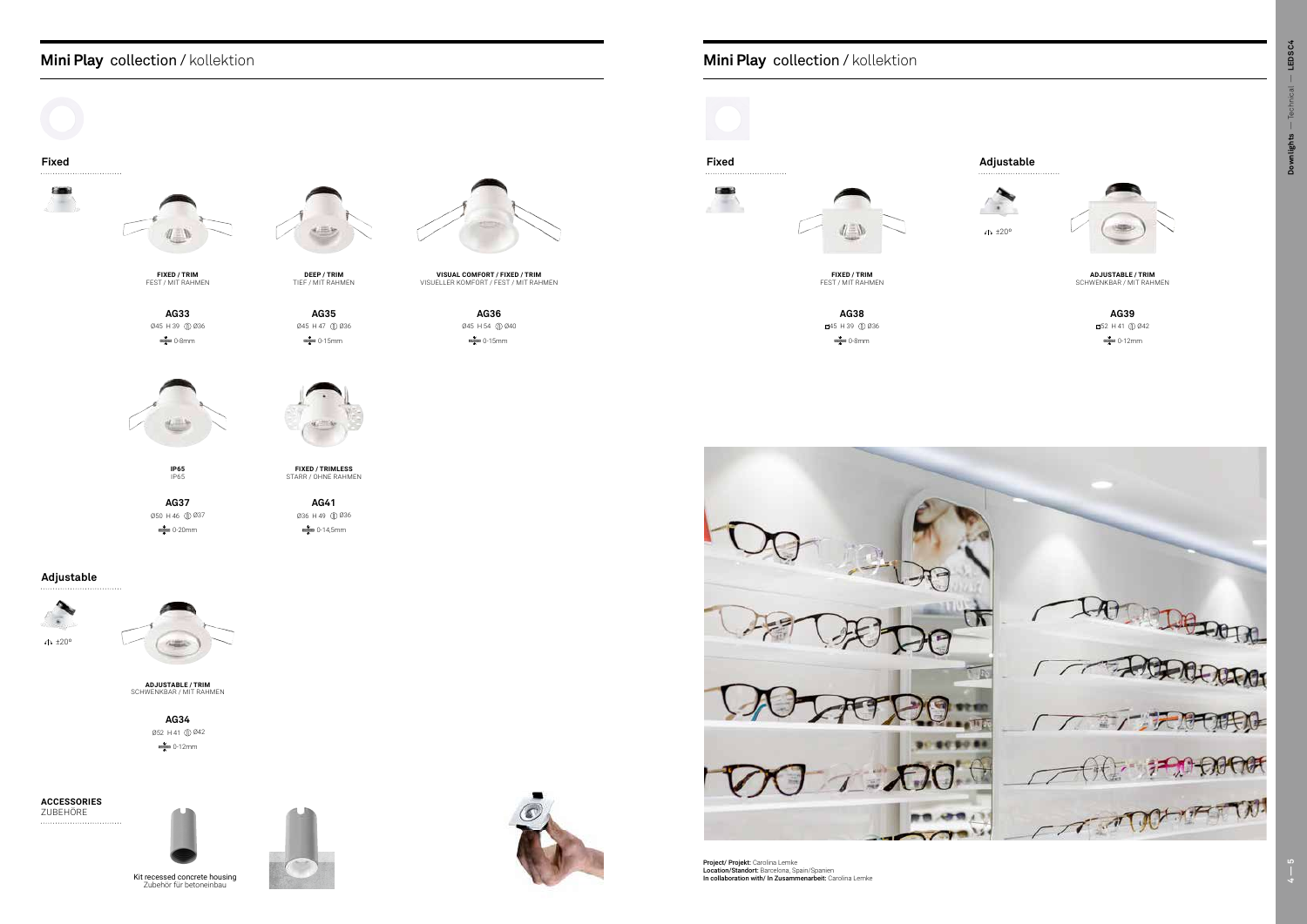## Mini Play collection / kollektion

### Fixed

**FIXED / TRIM**
FEST / MIT RAHMEN

**AG33**
Ø45 H 39 Ø36
0-8mm

**DEEP / TRIM**
TIEF / MIT RAHMEN

**AG35**
Ø45 H 47 Ø36
0-15mm

**VISUAL COMFORT / FIXED / TRIM**
VISUELLER KOMFORT / FEST / MIT RAHMEN

**AG36**
Ø45 H 54 Ø40
0-15mm

**IP65**
IP65

**AG37**
Ø50 H 46 Ø37
0-20mm

**FIXED / TRIMLESS**
STARR / OHNE RAHMEN

**AG41**
Ø36 H 49 Ø36
0-14,5mm

### Adjustable

±20°

**ADJUSTABLE / TRIM**
SCHWENKBAR / MIT RAHMEN

**AG34**
Ø52 H 41 Ø42
0-12mm

**ACCESSORIES**
ZUBEHÖRE

Kit recessed concrete housing
Zubehör für betoneinbau

## Mini Play collection / kollektion

### Fixed

**FIXED / TRIM**
FEST / MIT RAHMEN

**AG38**
□45 H 39 Ø36
0-8mm

### Adjustable

±20°

**ADJUSTABLE / TRIM**
SCHWENKBAR / MIT RAHMEN

**AG39**
□52 H 41 Ø42
0-12mm

**Project/ Projekt:** Carolina Lemke
**Location/Standort:** Barcelona, Spain/Spanien
**In collaboration with/ In Zusammenarbeit:** Carolina Lemke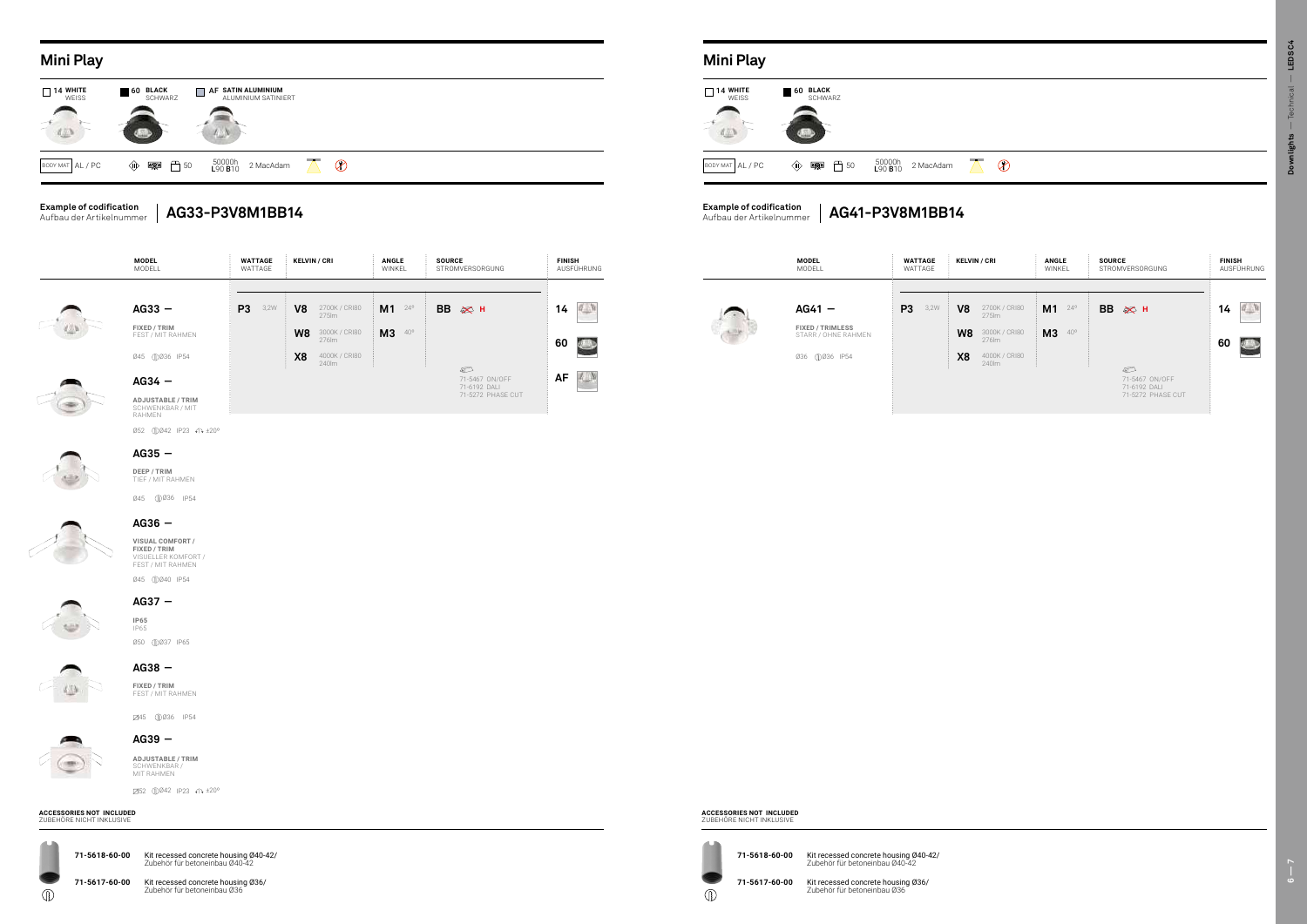# Mini Play

| 14 WHITE WEISS | 60 BLACK SCHWARZ | AF SATIN ALUMINIUM ALUMINIUM SATINIERT |
|---|---|---|

BODY MAT AL / PC — 50 — 50000h L90 B10 — 2 MacAdam

**Example of codification**
Aufbau der Artikelnummer

## AG33-P3V8M1BB14

| MODEL MODELL | WATTAGE WATTAGE | KELVIN / CRI | ANGLE WINKEL | SOURCE STROMVERSORGUNG | FINISH AUSFÜHRUNG |
|---|---|---|---|---|---|
| **AG33 —** FIXED / TRIM FEST / MIT RAHMEN Ø45 Ø36 IP54 | **P3** 3,2W | **V8** 2700K / CRI80 275lm | **M1** 24° | **BB** H | **14** |
| **AG34 —** ADJUSTABLE / TRIM SCHWENKBAR / MIT RAHMEN Ø52 Ø42 IP23 ±20° | | **W8** 3000K / CRI80 276lm | **M3** 40° | 71-5467 ON/OFF 71-6192 DALI 71-5272 PHASE CUT | **60** |
| **AG35 —** DEEP / TRIM TIEF / MIT RAHMEN Ø45 Ø36 IP54 | | **X8** 4000K / CRI80 240lm | | | **AF** |
| **AG36 —** VISUAL COMFORT / FIXED / TRIM VISUELLER KOMFORT / FEST / MIT RAHMEN Ø45 Ø40 IP54 | | | | | |
| **AG37 —** IP65 IP65 Ø50 Ø37 IP65 | | | | | |
| **AG38 —** FIXED / TRIM FEST / MIT RAHMEN ◻45 Ø36 IP54 | | | | | |
| **AG39 —** ADJUSTABLE / TRIM SCHWENKBAR / MIT RAHMEN ◻52 Ø42 IP23 ±20° | | | | | |

**ACCESSORIES NOT INCLUDED**
ZUBEHÖRE NICHT INKLUSIVE

**71-5618-60-00** Kit recessed concrete housing Ø40-42/ Zubehör für betoneinbau Ø40-42

**71-5617-60-00** Kit recessed concrete housing Ø36/ Zubehör für betoneinbau Ø36

# Mini Play

| 14 WHITE WEISS | 60 BLACK SCHWARZ |
|---|---|

BODY MAT AL / PC — 50 — 50000h L90 B10 — 2 MacAdam

**Example of codification**
Aufbau der Artikelnummer

## AG41-P3V8M1BB14

| MODEL MODELL | WATTAGE WATTAGE | KELVIN / CRI | ANGLE WINKEL | SOURCE STROMVERSORGUNG | FINISH AUSFÜHRUNG |
|---|---|---|---|---|---|
| **AG41 —** FIXED / TRIMLESS STARR / OHNE RAHMEN Ø36 Ø36 IP54 | **P3** 3,2W | **V8** 2700K / CRI80 275lm | **M1** 24° | **BB** H | **14** |
| | | **W8** 3000K / CRI80 276lm | **M3** 40° | 71-5467 ON/OFF 71-6192 DALI 71-5272 PHASE CUT | **60** |
| | | **X8** 4000K / CRI80 240lm | | | |

**ACCESSORIES NOT INCLUDED**
ZUBEHÖRE NICHT INKLUSIVE

**71-5618-60-00** Kit recessed concrete housing Ø40-42/ Zubehör für betoneinbau Ø40-42

**71-5617-60-00** Kit recessed concrete housing Ø36/ Zubehör für betoneinbau Ø36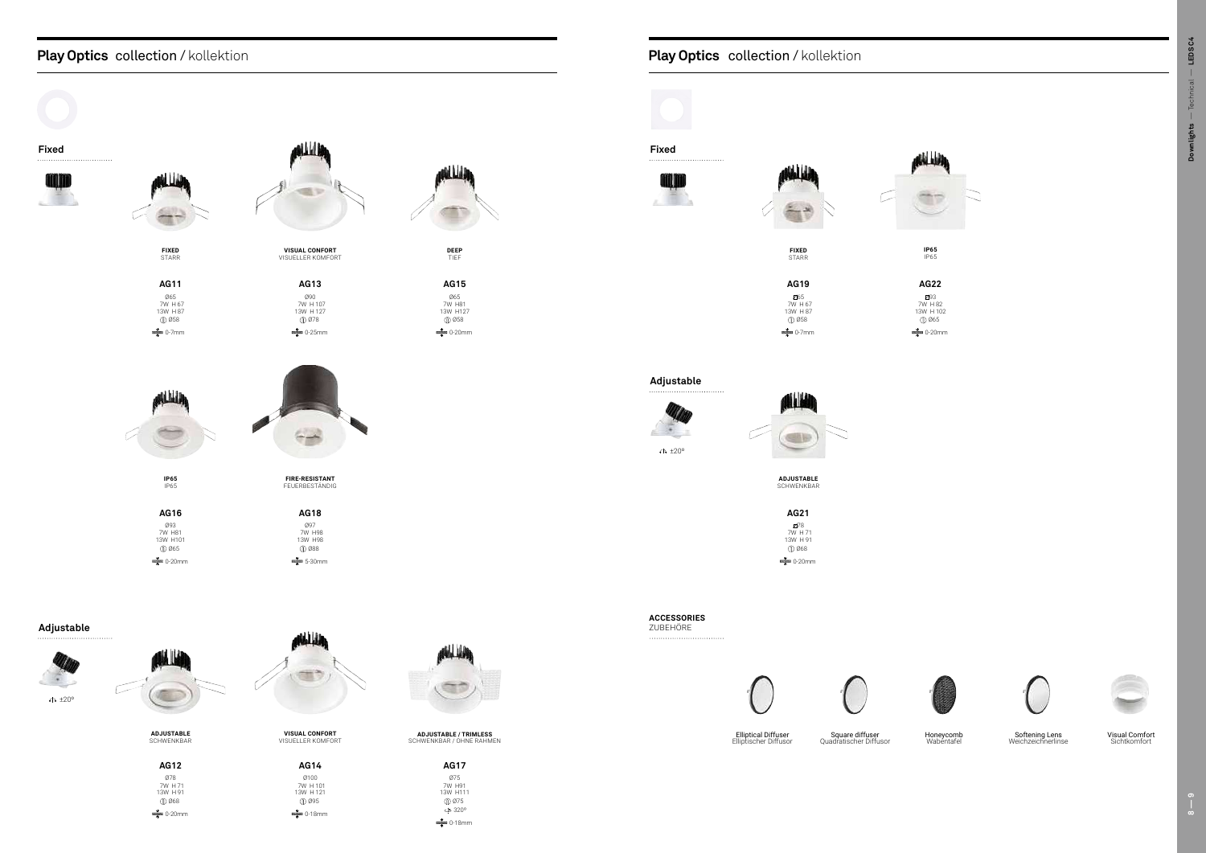## **Play Optics** collection / kollektion

### Fixed

**FIXED**
STARR

**AG11**
Ø65
7W H 67
13W H 87
Ø58
0-7mm

**VISUAL CONFORT**
VISUELLER KOMFORT

**AG13**
Ø90
7W H 107
13W H 127
Ø78
0-25mm

**DEEP**
TIEF

**AG15**
Ø65
7W H81
13W H127
Ø58
0-20mm

**IP65**
IP65

**AG16**
Ø93
7W H81
13W H101
Ø65
0-20mm

**FIRE-RESISTANT**
FEUERBESTÄNDIG

**AG18**
Ø97
7W H98
13W H98
Ø88
5-30mm

### Adjustable

±20°

**ADJUSTABLE**
SCHWENKBAR

**AG12**
Ø78
7W H 71
13W H 91
Ø68
0-20mm

**VISUAL CONFORT**
VISUELLER KOMFORT

**AG14**
Ø100
7W H 101
13W H 121
Ø95
0-18mm

**ADJUSTABLE / TRIMLESS**
SCHWENKBAR / OHNE RAHMEN

**AG17**
Ø75
7W H91
13W H111
Ø75
320°
0-18mm

## **Play Optics** collection / kollektion

### Fixed

**FIXED**
STARR

**AG19**
65
7W H 67
13W H 87
Ø58
0-7mm

**IP65**
IP65

**AG22**
93
7W H 82
13W H 102
Ø65
0-20mm

### Adjustable

±20°

**ADJUSTABLE**
SCHWENKBAR

**AG21**
78
7W H 71
13W H 91
Ø68
0-20mm

### ACCESSORIES
ZUBEHÖRE

Elliptical Diffuser
Elliptischer Diffusor

Square diffuser
Quadratischer Diffusor

Honeycomb
Wabentafel

Softening Lens
Weichzeichnerlinse

Visual Comfort
Sichtkomfort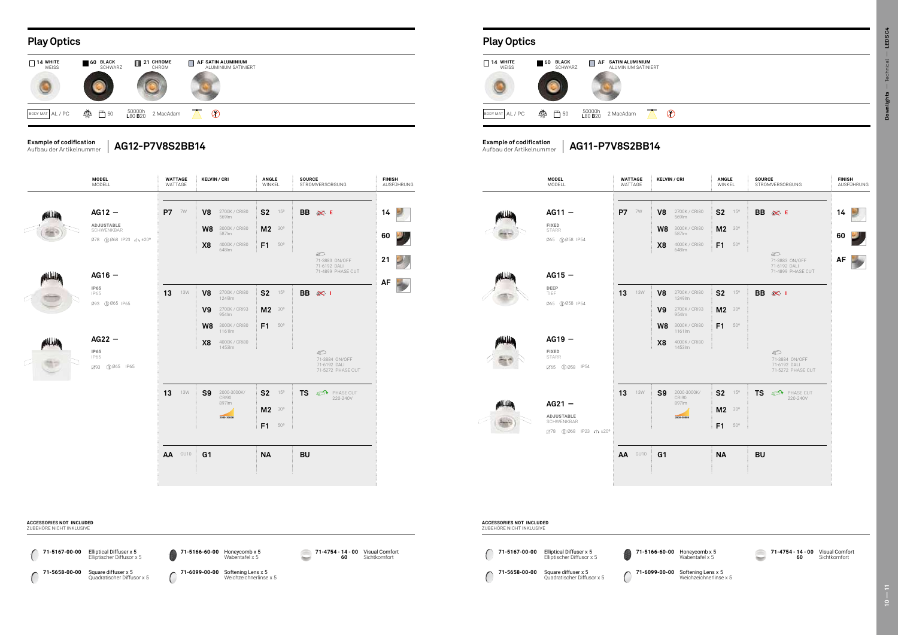## Play Optics

| 14 WHITE WEISS | 60 BLACK SCHWARZ | 21 CHROME CHROM | AF SATIN ALUMINIUM ALUMINIUM SATINIERT |
|---|---|---|---|

BODY MAT AL / PC — 50 — 50000h L80 B20 — 2 MacAdam

**Example of codification**
Aufbau der Artikelnummer

### AG12-P7V8S2BB14

| MODEL MODELL | WATTAGE WATTAGE | KELVIN / CRI | ANGLE WINKEL | SOURCE STROMVERSORGUNG | FINISH AUSFÜHRUNG |
|---|---|---|---|---|---|
| **AG12 —** ADJUSTABLE SCHWENKBAR Ø78 Ø68 IP23 ±20° | **P7** 7W | **V8** 2700K / CRI80 569lm | **S2** 15° | **BB** E | **14** |
| | | **W8** 3000K / CRI80 587lm | **M2** 30° | | **60** |
| | | **X8** 4000K / CRI80 648lm | **F1** 50° | 71-3883 ON/OFF 71-6192 DALI 71-4899 PHASE CUT | **21** |
| **AG16 —** IP65 IP65 Ø93 Ø65 IP65 | | | | | **AF** |
| | **13** 13W | **V8** 2700K / CRI80 1249lm | **S2** 15° | **BB** I | |
| | | **V9** 2700K / CRI93 954lm | **M2** 30° | | |
| | | **W8** 3000K / CRI80 1161lm | **F1** 50° | | |
| **AG22 —** IP65 IP65 Ø93 Ø65 IP65 | | **X8** 4000K / CRI80 1453lm | | 71-3884 ON/OFF 71-6192 DALI 71-5272 PHASE CUT | |
| | **13** 13W | **S9** 2000-3000K/ CRI90 897lm | **S2** 15° | **TS** PHASE CUT 220-240V | |
| | | | **M2** 30° | | |
| | | | **F1** 50° | | |
| | **AA** GU10 | **G1** | **NA** | **BU** | |

**ACCESSORIES NOT INCLUDED**
ZUBEHÖRE NICHT INKLUSIVE

- **71-5167-00-00** Elliptical Diffuser x 5 / Elliptischer Diffusor x 5
- **71-5658-00-00** Square diffuser x 5 / Quadratischer Diffusor x 5
- **71-5166-60-00** Honeycomb x 5 / Wabentafel x 5
- **71-6099-00-00** Softening Lens x 5 / Weichzeichnerlinse x 5
- **71-4754 - 14 - 00 / 60** Visual Comfort / Sichtkomfort

## Play Optics

| 14 WHITE WEISS | 60 BLACK SCHWARZ | AF SATIN ALUMINIUM ALUMINIUM SATINIERT |
|---|---|---|

BODY MAT AL / PC — 50 — 50000h L80 B20 — 2 MacAdam

**Example of codification**
Aufbau der Artikelnummer

### AG11-P7V8S2BB14

| MODEL MODELL | WATTAGE WATTAGE | KELVIN / CRI | ANGLE WINKEL | SOURCE STROMVERSORGUNG | FINISH AUSFÜHRUNG |
|---|---|---|---|---|---|
| **AG11 —** FIXED STARR Ø65 Ø58 IP54 | **P7** 7W | **V8** 2700K / CRI80 569lm | **S2** 15° | **BB** E | **14** |
| | | **W8** 3000K / CRI80 587lm | **M2** 30° | | **60** |
| | | **X8** 4000K / CRI80 648lm | **F1** 50° | 71-3883 ON/OFF 71-6192 DALI 71-4899 PHASE CUT | **AF** |
| **AG15 —** DEEP TIEF Ø65 Ø58 IP54 | **13** 13W | **V8** 2700K / CRI80 1249lm | **S2** 15° | **BB** I | |
| | | **V9** 2700K / CRI93 954lm | **M2** 30° | | |
| | | **W8** 3000K / CRI80 1161lm | **F1** 50° | | |
| **AG19 —** FIXED STARR Ø65 Ø58 IP54 | | **X8** 4000K / CRI80 1453lm | | 71-3884 ON/OFF 71-6192 DALI 71-5272 PHASE CUT | |
| **AG21 —** ADJUSTABLE SCHWENKBAR Ø78 Ø68 IP23 ±20° | **13** 13W | **S9** 2000-3000K/ CRI90 897lm | **S2** 15° | **TS** PHASE CUT 220-240V | |
| | | | **M2** 30° | | |
| | | | **F1** 50° | | |
| | **AA** GU10 | **G1** | **NA** | **BU** | |

**ACCESSORIES NOT INCLUDED**
ZUBEHÖRE NICHT INKLUSIVE

- **71-5167-00-00** Elliptical Diffuser x 5 / Elliptischer Diffusor x 5
- **71-5658-00-00** Square diffuser x 5 / Quadratischer Diffusor x 5
- **71-5166-60-00** Honeycomb x 5 / Wabentafel x 5
- **71-6099-00-00** Softening Lens x 5 / Weichzeichnerlinse x 5
- **71-4754 - 14 - 00 / 60** Visual Comfort / Sichtkomfort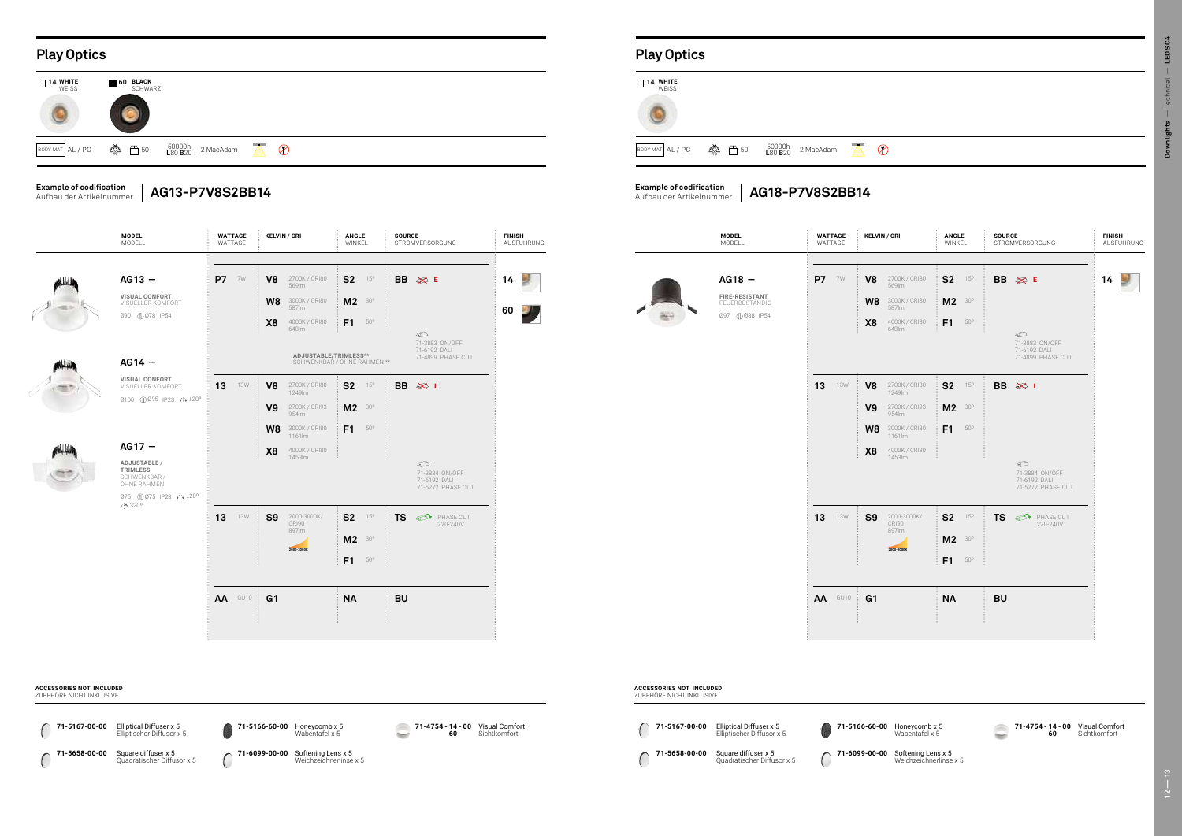# Play Optics

14 WHITE WEISS | 60 BLACK SCHWARZ

BODY MAT AL / PC | 50 | 50000h L80 B20 | 2 MacAdam

**Example of codification**
Aufbau der Artikelnummer | **AG13-P7V8S2BB14**

| MODEL MODELL | WATTAGE WATTAGE | KELVIN / CRI | ANGLE WINKEL | SOURCE STROMVERSORGUNG | FINISH AUSFÜHRUNG |
|---|---|---|---|---|---|
| **AG13 —** VISUAL CONFORT VISUELLER KOMFORT Ø90 Ø78 IP54 | **P7** 7W | **V8** 2700K / CRI80 569lm | **S2** 15° | **BB** E | **14** |
| | | **W8** 3000K / CRI80 587lm | **M2** 30° | | **60** |
| | | **X8** 4000K / CRI80 648lm | **F1** 50° | 71-3883 ON/OFF 71-6192 DALI 71-4899 PHASE CUT | |
| **AG14 —** VISUAL CONFORT VISUELLER KOMFORT Ø100 Ø95 IP23 ±20° | | ADJUSTABLE/TRIMLESS** SCHWENKBAR / OHNE RAHMEN ** | | | |
| | **13** 13W | **V8** 2700K / CRI80 1249lm | **S2** 15° | **BB** I | |
| | | **V9** 2700K / CRI93 954lm | **M2** 30° | | |
| | | **W8** 3000K / CRI80 1161lm | **F1** 50° | | |
| **AG17 —** ADJUSTABLE / TRIMLESS SCHWENKBAR / OHNE RAHMEN Ø75 Ø75 IP23 ±20° 320° | | **X8** 4000K / CRI80 1453lm | | 71-3884 ON/OFF 71-6192 DALI 71-5272 PHASE CUT | |
| | **13** 13W | **S9** 2000-3000K/ CRI90 897lm | **S2** 15° | **TS** PHASE CUT 220-240V | |
| | | | **M2** 30° | | |
| | | | **F1** 50° | | |
| | **AA** GU10 | **G1** | **NA** | **BU** | |

**ACCESSORIES NOT INCLUDED**
ZUBEHÖRE NICHT INKLUSIVE

| Code | Description |
|---|---|
| 71-5167-00-00 | Elliptical Diffuser x 5 / Elliptischer Diffusor x 5 |
| 71-5658-00-00 | Square diffuser x 5 / Quadratischer Diffusor x 5 |
| 71-5166-60-00 | Honeycomb x 5 / Wabentafel x 5 |
| 71-6099-00-00 | Softening Lens x 5 / Weichzeichnerlinse x 5 |
| 71-4754 - 14 - 00 / 60 | Visual Comfort / Sichtkomfort |

# Play Optics

14 WHITE WEISS

BODY MAT AL / PC | 50 | 50000h L80 B20 | 2 MacAdam

**Example of codification**
Aufbau der Artikelnummer | **AG18-P7V8S2BB14**

| MODEL MODELL | WATTAGE WATTAGE | KELVIN / CRI | ANGLE WINKEL | SOURCE STROMVERSORGUNG | FINISH AUSFÜHRUNG |
|---|---|---|---|---|---|
| **AG18 —** FIRE-RESISTANT FEUERBESTÄNDIG Ø97 Ø88 IP54 | **P7** 7W | **V8** 2700K / CRI80 569lm | **S2** 15° | **BB** E | **14** |
| | | **W8** 3000K / CRI80 587lm | **M2** 30° | | |
| | | **X8** 4000K / CRI80 648lm | **F1** 50° | 71-3883 ON/OFF 71-6192 DALI 71-4899 PHASE CUT | |
| | **13** 13W | **V8** 2700K / CRI80 1249lm | **S2** 15° | **BB** I | |
| | | **V9** 2700K / CRI93 954lm | **M2** 30° | | |
| | | **W8** 3000K / CRI80 1161lm | **F1** 50° | | |
| | | **X8** 4000K / CRI80 1453lm | | 71-3884 ON/OFF 71-6192 DALI 71-5272 PHASE CUT | |
| | **13** 13W | **S9** 2000-3000K/ CRI90 897lm | **S2** 15° | **TS** PHASE CUT 220-240V | |
| | | | **M2** 30° | | |
| | | | **F1** 50° | | |
| | **AA** GU10 | **G1** | **NA** | **BU** | |

**ACCESSORIES NOT INCLUDED**
ZUBEHÖRE NICHT INKLUSIVE

| Code | Description |
|---|---|
| 71-5167-00-00 | Elliptical Diffuser x 5 / Elliptischer Diffusor x 5 |
| 71-5658-00-00 | Square diffuser x 5 / Quadratischer Diffusor x 5 |
| 71-5166-60-00 | Honeycomb x 5 / Wabentafel x 5 |
| 71-6099-00-00 | Softening Lens x 5 / Weichzeichnerlinse x 5 |
| 71-4754 - 14 - 00 / 60 | Visual Comfort / Sichtkomfort |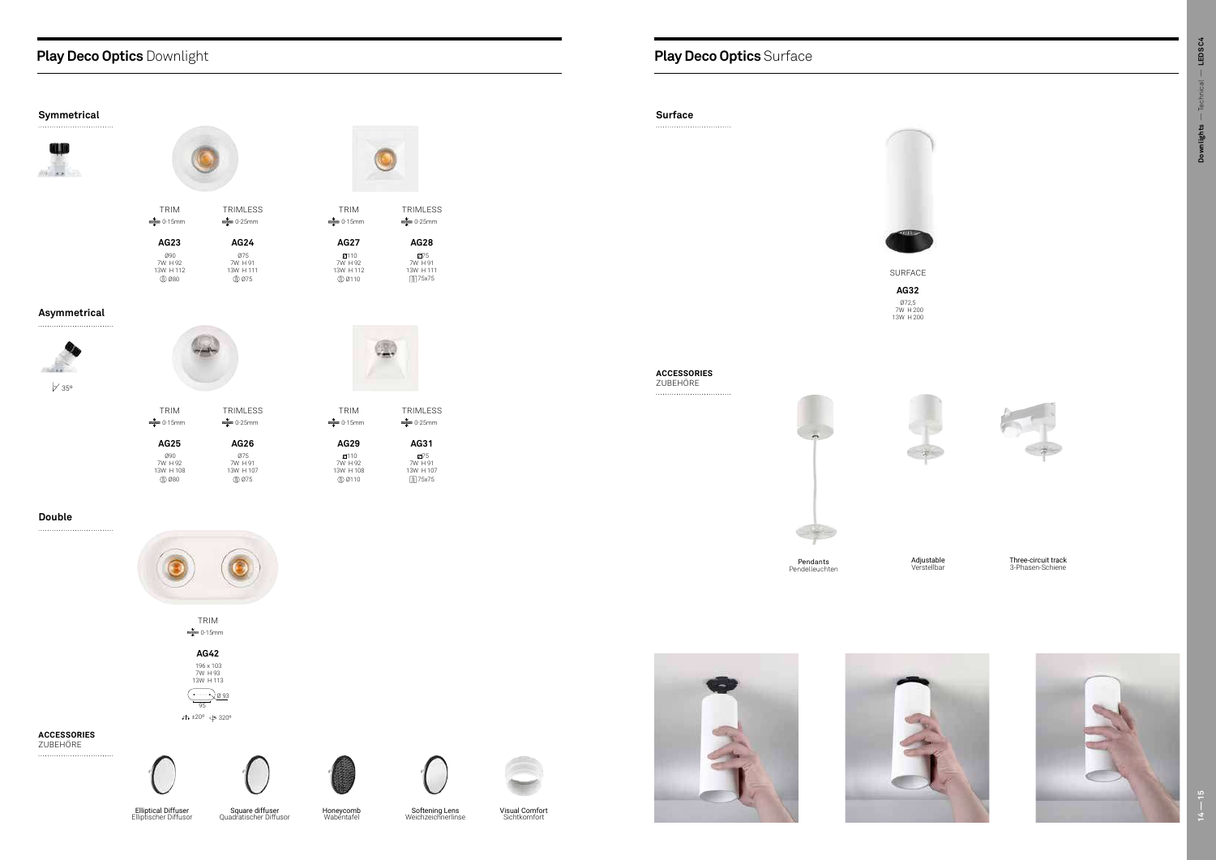## **Play Deco Optics** Downlight

### Symmetrical

| TRIM | TRIMLESS | TRIM | TRIMLESS |
|---|---|---|---|
| 0-15mm | 0-25mm | 0-15mm | 0-25mm |
| **AG23** | **AG24** | **AG27** | **AG28** |
| Ø90 | Ø75 | 110 | 75 |
| 7W H 92 | 7W H 91 | 7W H 92 | 7W H 91 |
| 13W H 112 | 13W H 111 | 13W H 112 | 13W H 111 |
| Ø80 | Ø75 | Ø110 | 75x75 |

### Asymmetrical

35º

| TRIM | TRIMLESS | TRIM | TRIMLESS |
|---|---|---|---|
| 0-15mm | 0-25mm | 0-15mm | 0-25mm |
| **AG25** | **AG26** | **AG29** | **AG31** |
| Ø90 | Ø75 | 110 | 75 |
| 7W H 92 | 7W H 91 | 7W H 92 | 7W H 91 |
| 13W H 108 | 13W H 107 | 13W H 108 | 13W H 107 |
| Ø80 | Ø75 | Ø110 | 75x75 |

### Double

TRIM

0-15mm

**AG42**

196 x 103
7W H 93
13W H 113

Ø 93
95

±20º 320º

**ACCESSORIES**
ZUBEHÖRE

Elliptical Diffuser
Elliptischer Diffusor

Square diffuser
Quadratischer Diffusor

Honeycomb
Wabentafel

Softening Lens
Weichzeichnerlinse

Visual Comfort
Sichtkomfort

## **Play Deco Optics** Surface

### Surface

SURFACE

**AG32**

Ø72,5
7W H 200
13W H 200

**ACCESSORIES**
ZUBEHÖRE

Pendants
Pendelleuchten

Adjustable
Verstellbar

Three-circuit track
3-Phasen-Schiene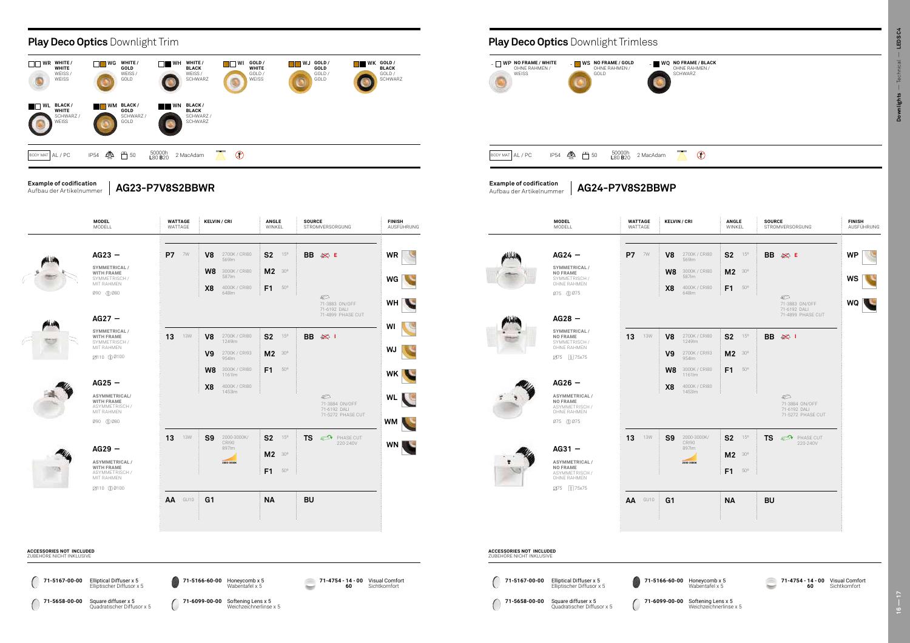## **Play Deco Optics** Downlight Trim

| Code | Finish |
|---|---|
| WR | WHITE / WHITE — WEISS / WEISS |
| WG | WHITE / GOLD — WEISS / GOLD |
| WH | WHITE / BLACK — WEISS / SCHWARZ |
| WI | GOLD / WHITE — GOLD / WEISS |
| WJ | GOLD / GOLD — GOLD / GOLD |
| WK | GOLD / BLACK — GOLD / SCHWARZ |
| WL | BLACK / WHITE — SCHWARZ / WEISS |
| WM | BLACK / GOLD — SCHWARZ / GOLD |
| WN | BLACK / BLACK — SCHWARZ / SCHWARZ |

BODY MAT AL / PC — IP54 — 50 — 50000h L80 B20 — 2 MacAdam

**Example of codification**
Aufbau der Artikelnummer

**AG23-P7V8S2BBWR**

| MODEL / MODELL | WATTAGE / WATTAGE | KELVIN / CRI | ANGLE / WINKEL | SOURCE / STROMVERSORGUNG | FINISH / AUSFÜHRUNG |
|---|---|---|---|---|---|
| **AG23 —** SYMMETRICAL / WITH FRAME — SYMMETRISCH / MIT RAHMEN — Ø90 Ø80 | **P7** 7W | **V8** 2700K / CRI80 569lm<br>**W8** 3000K / CRI80 587lm<br>**X8** 4000K / CRI80 648lm | **S2** 15°<br>**M2** 30°<br>**F1** 50° | **BB** E<br>71-3883 ON/OFF<br>71-6192 DALI<br>71-4899 PHASE CUT | **WR**<br>**WG**<br>**WH** |
| **AG27 —** SYMMETRICAL / WITH FRAME — SYMMETRISCH / MIT RAHMEN — ☐110 Ø100<br>**AG25 —** ASYMMETRICAL/ WITH FRAME — ASYMMETRISCH / MIT RAHMEN — Ø90 Ø80 | **13** 13W | **V8** 2700K / CRI80 1249lm<br>**V9** 2700K / CRI93 954lm<br>**W8** 3000K / CRI80 1161lm<br>**X8** 4000K / CRI80 1453lm | **S2** 15°<br>**M2** 30°<br>**F1** 50° | **BB** I<br>71-3884 ON/OFF<br>71-6192 DALI<br>71-5272 PHASE CUT | **WI**<br>**WJ**<br>**WK**<br>**WL**<br>**WM** |
| **AG29 —** ASYMMETRICAL / WITH FRAME — ASYMMETRISCH / MIT RAHMEN — ☐110 Ø100 | **13** 13W | **S9** 2000-3000K/ CRI90 897lm | **S2** 15°<br>**M2** 30°<br>**F1** 50° | **TS** PHASE CUT 220-240V | **WN** |
| | **AA** GU10 | **G1** | **NA** | **BU** | |

**ACCESSORIES NOT INCLUDED**
ZUBEHÖRE NICHT INKLUSIVE

- **71-5167-00-00** Elliptical Diffuser x 5 — Elliptischer Diffusor x 5
- **71-5658-00-00** Square diffuser x 5 — Quadratischer Diffusor x 5
- **71-5166-60-00** Honeycomb x 5 — Wabentafel x 5
- **71-6099-00-00** Softening Lens x 5 — Weichzeichnerlinse x 5
- **71-4754 - 14 - 00 60** Visual Comfort — Sichtkomfort

## **Play Deco Optics** Downlight Trimless

| Code | Finish |
|---|---|
| WP | NO FRAME / WHITE — OHNE RAHMEN / WEISS |
| WS | NO FRAME / GOLD — OHNE RAHMEN / GOLD |
| WQ | NO FRAME / BLACK — OHNE RAHMEN / SCHWARZ |

BODY MAT AL / PC — IP54 — 50 — 50000h L80 B20 — 2 MacAdam

**Example of codification**
Aufbau der Artikelnummer

**AG24-P7V8S2BBWP**

| MODEL / MODELL | WATTAGE / WATTAGE | KELVIN / CRI | ANGLE / WINKEL | SOURCE / STROMVERSORGUNG | FINISH / AUSFÜHRUNG |
|---|---|---|---|---|---|
| **AG24 —** SYMMETRICAL / NO FRAME — SYMMETRISCH / OHNE RAHMEN — Ø75 Ø75 | **P7** 7W | **V8** 2700K / CRI80 569lm<br>**W8** 3000K / CRI80 587lm<br>**X8** 4000K / CRI80 648lm | **S2** 15°<br>**M2** 30°<br>**F1** 50° | **BB** E<br>71-3883 ON/OFF<br>71-6192 DALI<br>71-4899 PHASE CUT | **WP**<br>**WS**<br>**WQ** |
| **AG28 —** SYMMETRICAL / NO FRAME — SYMMETRISCH / OHNE RAHMEN — ☐75 75x75<br>**AG26 —** ASYMMETRICAL / NO FRAME — ASYMMETRISCH / OHNE RAHMEN — Ø75 Ø75 | **13** 13W | **V8** 2700K / CRI80 1249lm<br>**V9** 2700K / CRI93 954lm<br>**W8** 3000K / CRI80 1161lm<br>**X8** 4000K / CRI80 1453lm | **S2** 15°<br>**M2** 30°<br>**F1** 50° | **BB** I<br>71-3884 ON/OFF<br>71-6192 DALI<br>71-5272 PHASE CUT | |
| **AG31 —** ASYMMETRICAL / NO FRAME — ASYMMETRISCH / OHNE RAHMEN — ☐75 75x75 | **13** 13W | **S9** 2000-3000K/ CRI90 897lm | **S2** 15°<br>**M2** 30°<br>**F1** 50° | **TS** PHASE CUT 220-240V | |
| | **AA** GU10 | **G1** | **NA** | **BU** | |

**ACCESSORIES NOT INCLUDED**
ZUBEHÖRE NICHT INKLUSIVE

- **71-5167-00-00** Elliptical Diffuser x 5 — Elliptischer Diffusor x 5
- **71-5658-00-00** Square diffuser x 5 — Quadratischer Diffusor x 5
- **71-5166-60-00** Honeycomb x 5 — Wabentafel x 5
- **71-6099-00-00** Softening Lens x 5 — Weichzeichnerlinse x 5
- **71-4754 - 14 - 00 60** Visual Comfort — Sichtkomfort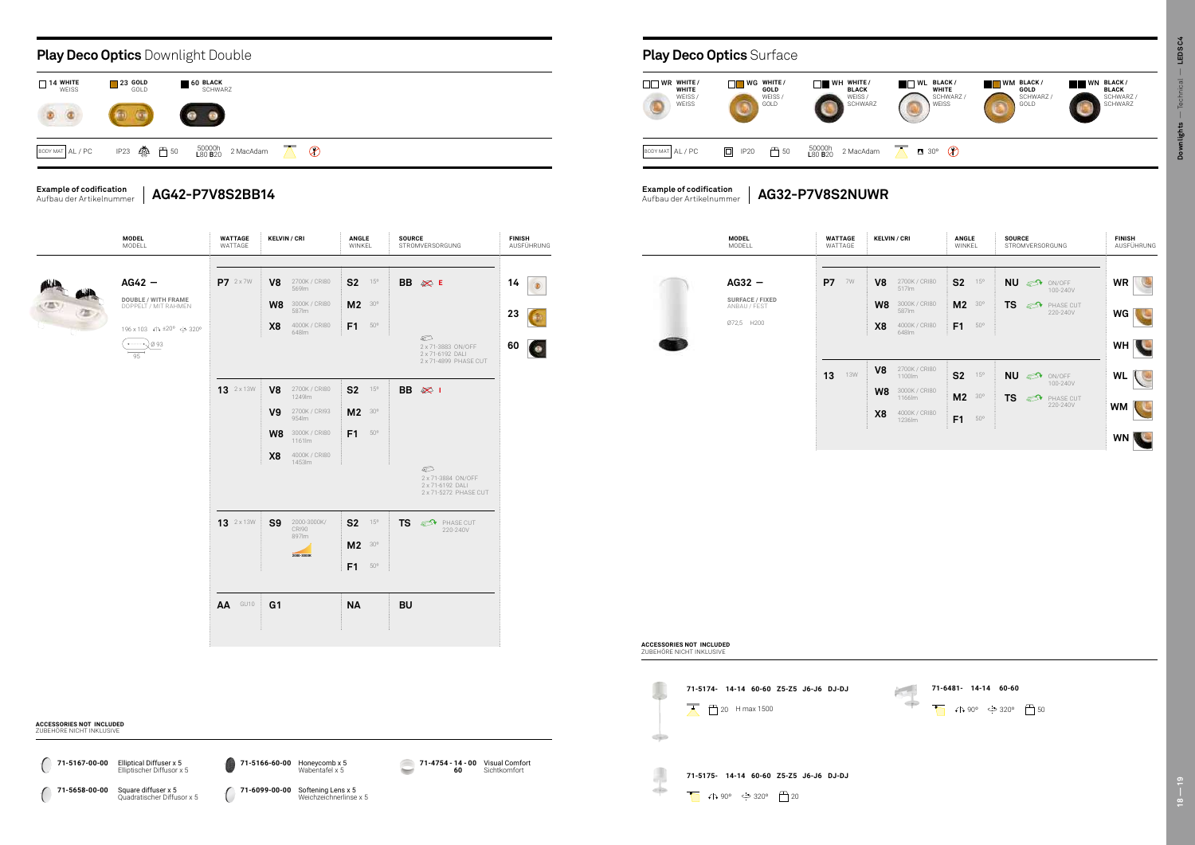## **Play Deco Optics** Downlight Double

| | | |
|---|---|---|
| 14 WHITE WEISS | 23 GOLD GOLD | 60 BLACK SCHWARZ |

BODY MAT AL / PC — IP23 — 50 — 50000h L80 B20 — 2 MacAdam

**Example of codification**
Aufbau der Artikelnummer

**AG42-P7V8S2BB14**

| MODEL MODELL | WATTAGE WATTAGE | KELVIN / CRI | ANGLE WINKEL | SOURCE STROMVERSORGUNG | FINISH AUSFÜHRUNG |
|---|---|---|---|---|---|
| **AG42 —** DOUBLE / WITH FRAME DOPPELT / MIT RAHMEN 196 x 103 ±20° 320° Ø 93 95 | **P7** 2 x 7W | **V8** 2700K / CRI80 569lm | **S2** 15° | **BB** E | **14** |
| | | **W8** 3000K / CRI80 587lm | **M2** 30° | | **23** |
| | | **X8** 4000K / CRI80 648lm | **F1** 50° | 2 x 71-3883 ON/OFF 2 x 71-6192 DALI 2 x 71-4899 PHASE CUT | **60** |
| | **13** 2 x 13W | **V8** 2700K / CRI80 1249lm | **S2** 15° | **BB** I | |
| | | **V9** 2700K / CRI93 954lm | **M2** 30° | | |
| | | **W8** 3000K / CRI80 1161lm | **F1** 50° | | |
| | | **X8** 4000K / CRI80 1453lm | | 2 x 71-3884 ON/OFF 2 x 71-6192 DALI 2 x 71-5272 PHASE CUT | |
| | **13** 2 x 13W | **S9** 2000-3000K/ CRI90 897lm 2000-3000K | **S2** 15° | **TS** PHASE CUT 220-240V | |
| | | | **M2** 30° | | |
| | | | **F1** 50° | | |
| | **AA** GU10 | **G1** | **NA** | **BU** | |

**ACCESSORIES NOT INCLUDED**
ZUBEHÖRE NICHT INKLUSIVE

| | | |
|---|---|---|
| **71-5167-00-00** | Elliptical Diffuser x 5 | Elliptischer Diffusor x 5 |
| **71-5658-00-00** | Square diffuser x 5 | Quadratischer Diffusor x 5 |
| **71-5166-60-00** | Honeycomb x 5 | Wabentafel x 5 |
| **71-6099-00-00** | Softening Lens x 5 | Weichzeichnerlinse x 5 |
| **71-4754 - 14 - 00 60** | Visual Comfort | Sichtkomfort |

## **Play Deco Optics** Surface

| | | | | | |
|---|---|---|---|---|---|
| WR WHITE / WHITE WEISS / WEISS | WG WHITE / GOLD WEISS / GOLD | WH WHITE / BLACK WEISS / SCHWARZ | WL BLACK / WHITE SCHWARZ / WEISS | WM BLACK / GOLD SCHWARZ / GOLD | WN BLACK / BLACK SCHWARZ / SCHWARZ |

BODY MAT AL / PC — IP20 — 50 — 50000h L80 B20 — 2 MacAdam — 30°

**Example of codification**
Aufbau der Artikelnummer

**AG32-P7V8S2NUWR**

| MODEL MODELL | WATTAGE WATTAGE | KELVIN / CRI | ANGLE WINKEL | SOURCE STROMVERSORGUNG | FINISH AUSFÜHRUNG |
|---|---|---|---|---|---|
| **AG32 —** SURFACE / FIXED ANBAU / FEST Ø72,5 H200 | **P7** 7W | **V8** 2700K / CRI80 517lm | **S2** 15° | **NU** ON/OFF 100-240V | **WR** |
| | | **W8** 3000K / CRI80 587lm | **M2** 30° | **TS** PHASE CUT 220-240V | **WG** |
| | | **X8** 4000K / CRI80 648lm | **F1** 50° | | **WH** |
| | **13** 13W | **V8** 2700K / CRI80 1100lm | **S2** 15° | **NU** ON/OFF 100-240V | **WL** |
| | | **W8** 3000K / CRI80 1166lm | **M2** 30° | **TS** PHASE CUT 220-240V | **WM** |
| | | **X8** 4000K / CRI80 1236lm | **F1** 50° | | **WN** |

**ACCESSORIES NOT INCLUDED**
ZUBEHÖRE NICHT INKLUSIVE

**71-5174- 14-14 60-60 Z5-Z5 J6-J6 DJ-DJ**
20 H max 1500

**71-6481- 14-14 60-60**
90° 320° 50

**71-5175- 14-14 60-60 Z5-Z5 J6-J6 DJ-DJ**
90° 320° 20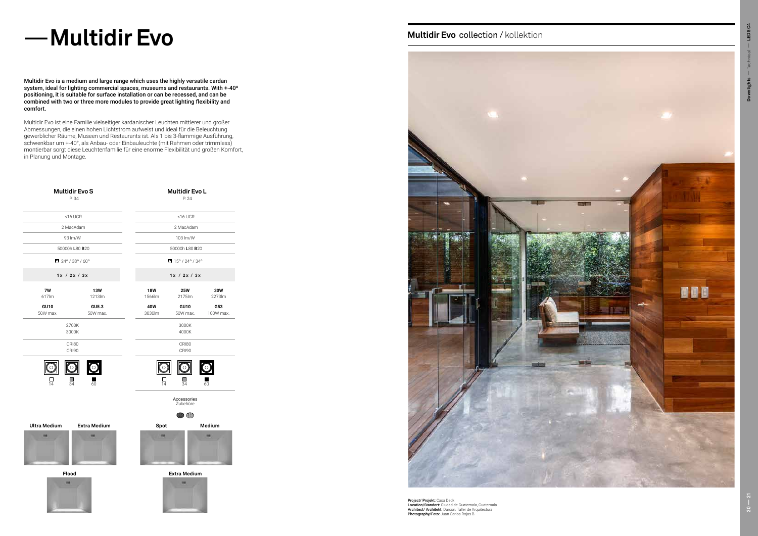# —Multidir Evo

**Multidir Evo is a medium and large range which uses the highly versatile cardan system, ideal for lighting commercial spaces, museums and restaurants. With +-40º positioning, it is suitable for surface installation or can be recessed, and can be combined with two or three more modules to provide great lighting flexibility and comfort.**

Multidir Evo ist eine Familie vielseitiger kardanischer Leuchten mittlerer und großer Abmessungen, die einen hohen Lichtstrom aufweist und ideal für die Beleuchtung gewerblicher Räume, Museen und Restaurants ist. Als 1 bis 3-flammige Ausführung, schwenkbar um +-40º, als Anbau- oder Einbauleuchte (mit Rahmen oder trimmless) montierbar sorgt diese Leuchtenfamilie für eine enorme Flexibilität und großen Komfort, in Planung und Montage.

| **Multidir Evo S** (P. 34) | | | **Multidir Evo L** (P. 24) | |
|---|---|---|---|---|
| <16 UGR | | <16 UGR | | |
| 2 MacAdam | | 2 MacAdam | | |
| 93 lm/W | | 103 lm/W | | |
| 50000h **L**80 **B**20 | | 50000h **L**80 **B**20 | | |
| 24º / 38º / 60º | | 15º / 24º / 34º | | |
| 1x / 2x / 3x | | 1x / 2x / 3x | | |
| **7W** 617lm | **13W** 1213lm | **18W** 1566lm | **25W** 2175lm | **30W** 2273lm |
| **GU10** 50W max. | **GU5.3** 50W max. | **40W** 3030lm | **GU10** 50W max. | **G53** 100W max. |
| 2700K 3000K | | 3000K 4000K | | |
| CRI80 CRI90 | | CRI80 CRI90 | | |
| 14 / 34 / 60 | | 14 / 34 / 60 | | |
| | | Accessories / Zubehöre | | |

**Ultra Medium** **Extra Medium** **Spot** **Medium**

**Flood** **Extra Medium**

## **Multidir Evo** collection / kollektion

**Project/ Projekt:** Casa Deck
**Location/Standort:** Ciudad de Guatemala, Guatemala
**Architect/ Architekt:** Darcon, Taller de Arquitectura
**Photography/Foto:** Juan Carlos Rojas B.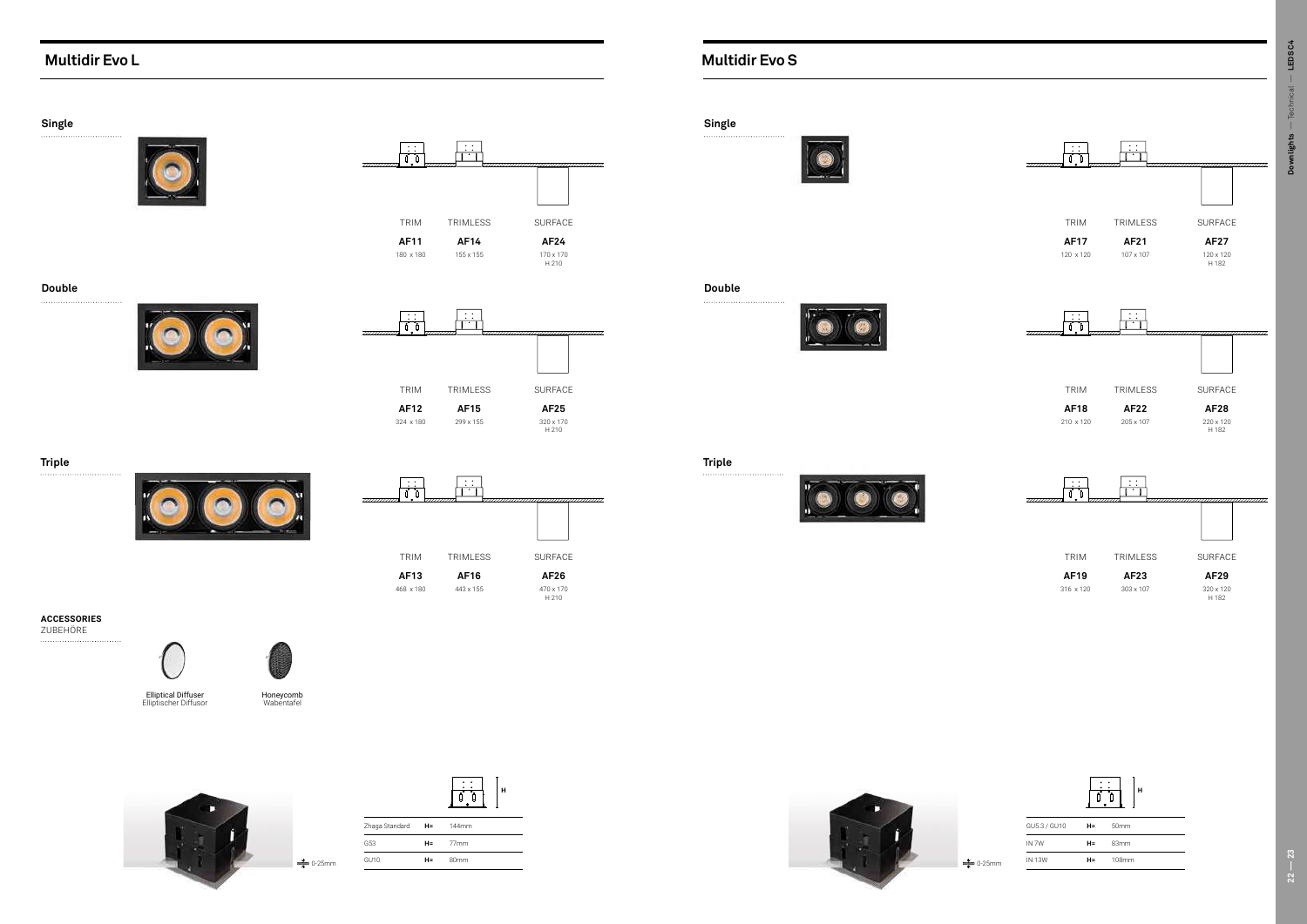## Multidir Evo L

### Single

| TRIM | TRIMLESS | SURFACE |
|---|---|---|
| **AF11** | **AF14** | **AF24** |
| 180 x 180 | 155 x 155 | 170 x 170 H 210 |

### Double

| TRIM | TRIMLESS | SURFACE |
|---|---|---|
| **AF12** | **AF15** | **AF25** |
| 324 x 180 | 299 x 155 | 320 x 170 H 210 |

### Triple

| TRIM | TRIMLESS | SURFACE |
|---|---|---|
| **AF13** | **AF16** | **AF26** |
| 468 x 180 | 443 x 155 | 470 x 170 H 210 |

**ACCESSORIES**
ZUBEHÖRE

Elliptical Diffuser
Elliptischer Diffusor

Honeycomb
Wabentafel

0-25mm

| | | H |
|---|---|---|
| Zhaga Standard | H= | 144mm |
| G53 | H= | 77mm |
| GU10 | H= | 80mm |

## Multidir Evo S

### Single

| TRIM | TRIMLESS | SURFACE |
|---|---|---|
| **AF17** | **AF21** | **AF27** |
| 120 x 120 | 107 x 107 | 120 x 120 H 182 |

### Double

| TRIM | TRIMLESS | SURFACE |
|---|---|---|
| **AF18** | **AF22** | **AF28** |
| 210 x 120 | 205 x 107 | 220 x 120 H 182 |

### Triple

| TRIM | TRIMLESS | SURFACE |
|---|---|---|
| **AF19** | **AF23** | **AF29** |
| 316 x 120 | 303 x 107 | 320 x 120 H 182 |

0-25mm

| | | H |
|---|---|---|
| GU5.3 / GU10 | H= | 50mm |
| IN 7W | H= | 83mm |
| IN 13W | H= | 108mm |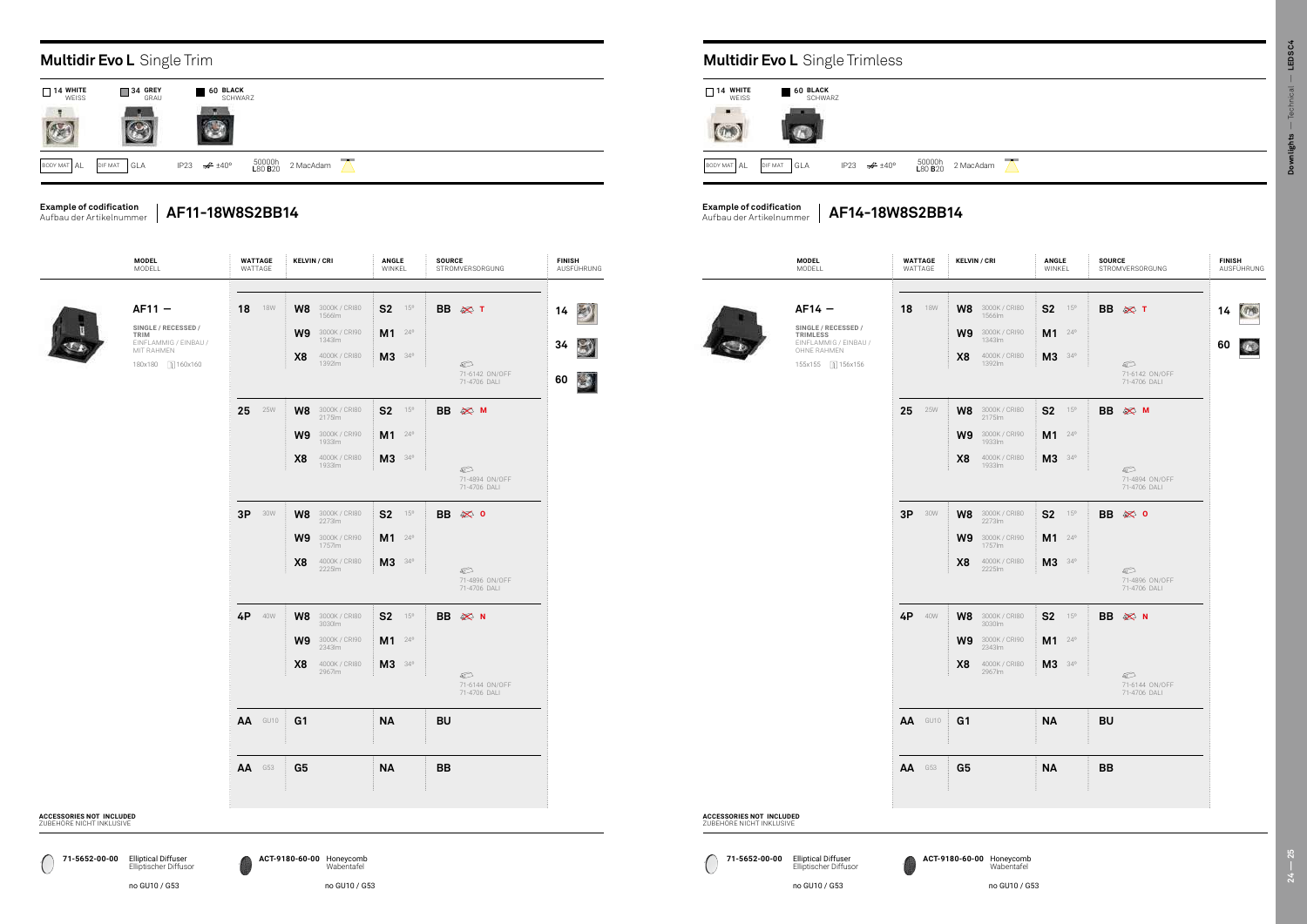# Multidir Evo L Single Trim

14 WHITE WEISS | 34 GREY GRAU | 60 BLACK SCHWARZ

BODY MAT AL | DIF MAT GLA | IP23 | ±40º | 50000h L80 B20 | 2 MacAdam

**Example of codification**
Aufbau der Artikelnummer

**AF11-18W8S2BB14**

| MODEL MODELL | WATTAGE WATTAGE | | KELVIN / CRI | | ANGLE WINKEL | | SOURCE STROMVERSORGUNG | FINISH AUSFÜHRUNG |
|---|---|---|---|---|---|---|---|---|
| **AF11 —** SINGLE / RECESSED / TRIM EINFLAMMIG / EINBAU / MIT RAHMEN 180x180 160x160 | **18** | 18W | **W8** | 3000K / CRI80 1566lm | **S2** | 15º | **BB** T | **14** |
| | | | **W9** | 3000K / CRI90 1343lm | **M1** | 24º | | **34** |
| | | | **X8** | 4000K / CRI80 1392lm | **M3** | 34º | 71-6142 ON/OFF 71-4706 DALI | **60** |
| | **25** | 25W | **W8** | 3000K / CRI80 2175lm | **S2** | 15º | **BB** M | |
| | | | **W9** | 3000K / CRI90 1933lm | **M1** | 24º | | |
| | | | **X8** | 4000K / CRI80 1933lm | **M3** | 34º | 71-4894 ON/OFF 71-4706 DALI | |
| | **3P** | 30W | **W8** | 3000K / CRI80 2273lm | **S2** | 15º | **BB** O | |
| | | | **W9** | 3000K / CRI90 1757lm | **M1** | 24º | | |
| | | | **X8** | 4000K / CRI80 2225lm | **M3** | 34º | 71-4896 ON/OFF 71-4706 DALI | |
| | **4P** | 40W | **W8** | 3000K / CRI80 3030lm | **S2** | 15º | **BB** N | |
| | | | **W9** | 3000K / CRI90 2343lm | **M1** | 24º | | |
| | | | **X8** | 4000K / CRI80 2967lm | **M3** | 34º | 71-6144 ON/OFF 71-4706 DALI | |
| | **AA** | GU10 | **G1** | | **NA** | | **BU** | |
| | **AA** | G53 | **G5** | | **NA** | | **BB** | |

**ACCESSORIES NOT INCLUDED**
ZUBEHÖRE NICHT INKLUSIVE

**71-5652-00-00** Elliptical Diffuser / Elliptischer Diffusor — no GU10 / G53

**ACT-9180-60-00** Honeycomb / Wabentafel — no GU10 / G53

# Multidir Evo L Single Trimless

14 WHITE WEISS | 60 BLACK SCHWARZ

BODY MAT AL | DIF MAT GLA | IP23 | ±40º | 50000h L80 B20 | 2 MacAdam

**Example of codification**
Aufbau der Artikelnummer

**AF14-18W8S2BB14**

| MODEL MODELL | WATTAGE WATTAGE | | KELVIN / CRI | | ANGLE WINKEL | | SOURCE STROMVERSORGUNG | FINISH AUSFÜHRUNG |
|---|---|---|---|---|---|---|---|---|
| **AF14 —** SINGLE / RECESSED / TRIMLESS EINFLAMMIG / EINBAU / OHNE RAHMEN 155x155 156x156 | **18** | 18W | **W8** | 3000K / CRI80 1566lm | **S2** | 15º | **BB** T | **14** |
| | | | **W9** | 3000K / CRI90 1343lm | **M1** | 24º | | **60** |
| | | | **X8** | 4000K / CRI80 1392lm | **M3** | 34º | 71-6142 ON/OFF 71-4706 DALI | |
| | **25** | 25W | **W8** | 3000K / CRI80 2175lm | **S2** | 15º | **BB** M | |
| | | | **W9** | 3000K / CRI90 1933lm | **M1** | 24º | | |
| | | | **X8** | 4000K / CRI80 1933lm | **M3** | 34º | 71-4894 ON/OFF 71-4706 DALI | |
| | **3P** | 30W | **W8** | 3000K / CRI80 2273lm | **S2** | 15º | **BB** O | |
| | | | **W9** | 3000K / CRI90 1757lm | **M1** | 24º | | |
| | | | **X8** | 4000K / CRI80 2225lm | **M3** | 34º | 71-4896 ON/OFF 71-4706 DALI | |
| | **4P** | 40W | **W8** | 3000K / CRI80 3030lm | **S2** | 15º | **BB** N | |
| | | | **W9** | 3000K / CRI90 2343lm | **M1** | 24º | | |
| | | | **X8** | 4000K / CRI80 2967lm | **M3** | 34º | 71-6144 ON/OFF 71-4706 DALI | |
| | **AA** | GU10 | **G1** | | **NA** | | **BU** | |
| | **AA** | G53 | **G5** | | **NA** | | **BB** | |

**ACCESSORIES NOT INCLUDED**
ZUBEHÖRE NICHT INKLUSIVE

**71-5652-00-00** Elliptical Diffuser / Elliptischer Diffusor — no GU10 / G53

**ACT-9180-60-00** Honeycomb / Wabentafel — no GU10 / G53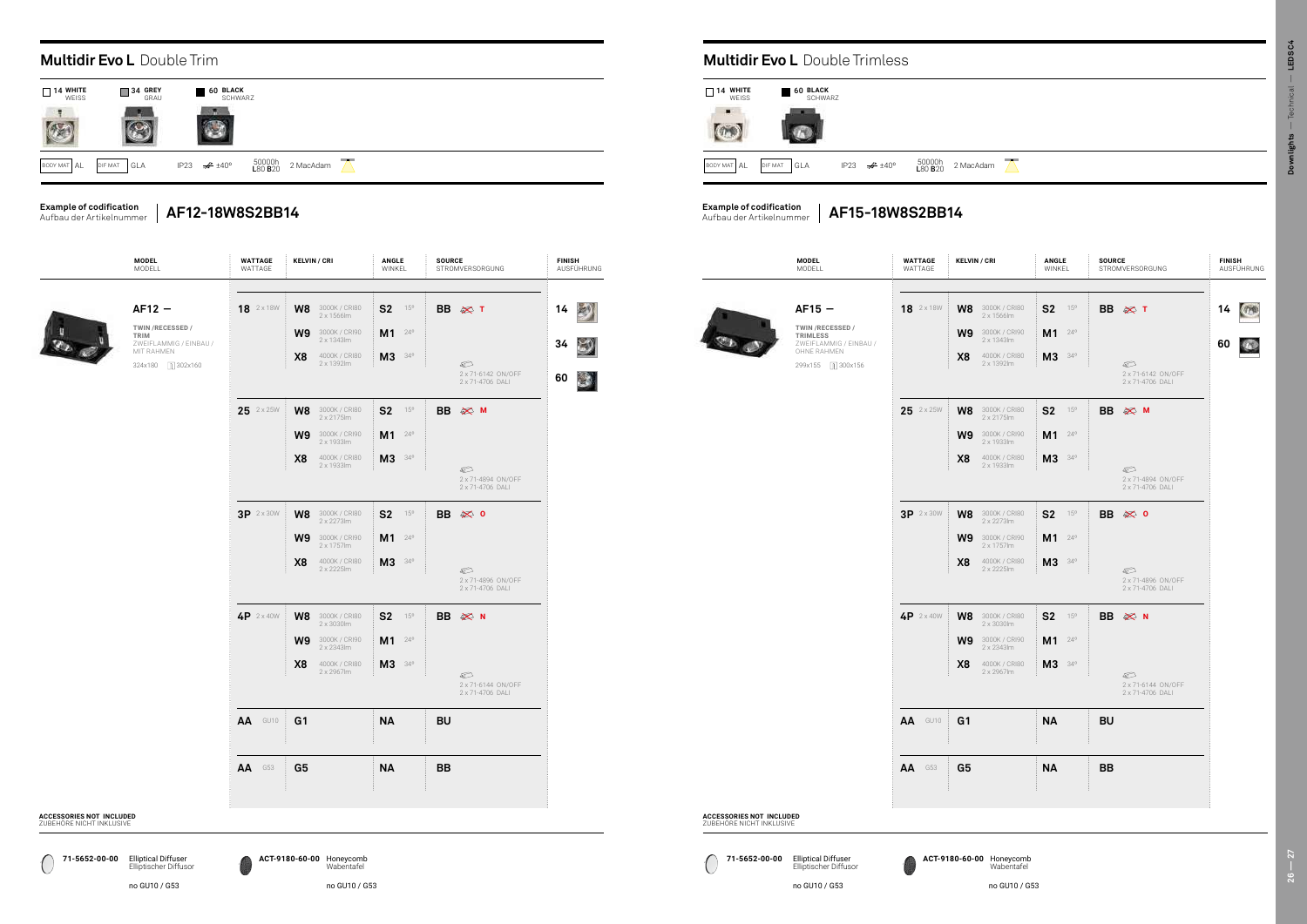## **Multidir Evo L** Double Trim

14 WHITE / WEISS — 34 GREY / GRAU — 60 BLACK / SCHWARZ

BODY MAT AL — DIF MAT GLA — IP23 — ±40º — 50000h L80 B20 — 2 MacAdam

**Example of codification**
Aufbau der Artikelnummer

**AF12-18W8S2BB14**

| MODEL / MODELL | WATTAGE / WATTAGE | KELVIN / CRI | ANGLE / WINKEL | SOURCE / STROMVERSORGUNG | FINISH / AUSFÜHRUNG |
|---|---|---|---|---|---|
| **AF12 —** TWIN /RECESSED / TRIM — ZWEIFLAMMIG / EINBAU / MIT RAHMEN — 324x180 — 302x160 | **18** 2 x 18W | **W8** 3000K / CRI80 2 x 1566lm | **S2** 15º | **BB** T | **14** |
| | | **W9** 3000K / CRI90 2 x 1343lm | **M1** 24º | | **34** |
| | | **X8** 4000K / CRI80 2 x 1392lm | **M3** 34º | 2 x 71-6142 ON/OFF 2 x 71-4706 DALI | **60** |
| | **25** 2 x 25W | **W8** 3000K / CRI80 2 x 2175lm | **S2** 15º | **BB** M | |
| | | **W9** 3000K / CRI90 2 x 1933lm | **M1** 24º | | |
| | | **X8** 4000K / CRI80 2 x 1933lm | **M3** 34º | 2 x 71-4894 ON/OFF 2 x 71-4706 DALI | |
| | **3P** 2 x 30W | **W8** 3000K / CRI80 2 x 2273lm | **S2** 15º | **BB** O | |
| | | **W9** 3000K / CRI90 2 x 1757lm | **M1** 24º | | |
| | | **X8** 4000K / CRI80 2 x 2225lm | **M3** 34º | 2 x 71-4896 ON/OFF 2 x 71-4706 DALI | |
| | **4P** 2 x 40W | **W8** 3000K / CRI80 2 x 3030lm | **S2** 15º | **BB** N | |
| | | **W9** 3000K / CRI90 2 x 2343lm | **M1** 24º | | |
| | | **X8** 4000K / CRI80 2 x 2967lm | **M3** 34º | 2 x 71-6144 ON/OFF 2 x 71-4706 DALI | |
| | **AA** GU10 | **G1** | **NA** | **BU** | |
| | **AA** G53 | **G5** | **NA** | **BB** | |

**ACCESSORIES NOT INCLUDED**
ZUBEHÖRE NICHT INKLUSIVE

**71-5652-00-00** Elliptical Diffuser / Elliptischer Diffusor — no GU10 / G53

**ACT-9180-60-00** Honeycomb / Wabentafel — no GU10 / G53

## **Multidir Evo L** Double Trimless

14 WHITE / WEISS — 60 BLACK / SCHWARZ

BODY MAT AL — DIF MAT GLA — IP23 — ±40º — 50000h L80 B20 — 2 MacAdam

**Example of codification**
Aufbau der Artikelnummer

**AF15-18W8S2BB14**

| MODEL / MODELL | WATTAGE / WATTAGE | KELVIN / CRI | ANGLE / WINKEL | SOURCE / STROMVERSORGUNG | FINISH / AUSFÜHRUNG |
|---|---|---|---|---|---|
| **AF15 —** TWIN /RECESSED / TRIMLESS — ZWEIFLAMMIG / EINBAU / OHNE RAHMEN — 299x155 — 300x156 | **18** 2 x 18W | **W8** 3000K / CRI80 2 x 1566lm | **S2** 15º | **BB** T | **14** |
| | | **W9** 3000K / CRI90 2 x 1343lm | **M1** 24º | | **60** |
| | | **X8** 4000K / CRI80 2 x 1392lm | **M3** 34º | 2 x 71-6142 ON/OFF 2 x 71-4706 DALI | |
| | **25** 2 x 25W | **W8** 3000K / CRI80 2 x 2175lm | **S2** 15º | **BB** M | |
| | | **W9** 3000K / CRI90 2 x 1933lm | **M1** 24º | | |
| | | **X8** 4000K / CRI80 2 x 1933lm | **M3** 34º | 2 x 71-4894 ON/OFF 2 x 71-4706 DALI | |
| | **3P** 2 x 30W | **W8** 3000K / CRI80 2 x 2273lm | **S2** 15º | **BB** O | |
| | | **W9** 3000K / CRI90 2 x 1757lm | **M1** 24º | | |
| | | **X8** 4000K / CRI80 2 x 2225lm | **M3** 34º | 2 x 71-4896 ON/OFF 2 x 71-4706 DALI | |
| | **4P** 2 x 40W | **W8** 3000K / CRI80 2 x 3030lm | **S2** 15º | **BB** N | |
| | | **W9** 3000K / CRI90 2 x 2343lm | **M1** 24º | | |
| | | **X8** 4000K / CRI80 2 x 2967lm | **M3** 34º | 2 x 71-6144 ON/OFF 2 x 71-4706 DALI | |
| | **AA** GU10 | **G1** | **NA** | **BU** | |
| | **AA** G53 | **G5** | **NA** | **BB** | |

**ACCESSORIES NOT INCLUDED**
ZUBEHÖRE NICHT INKLUSIVE

**71-5652-00-00** Elliptical Diffuser / Elliptischer Diffusor — no GU10 / G53

**ACT-9180-60-00** Honeycomb / Wabentafel — no GU10 / G53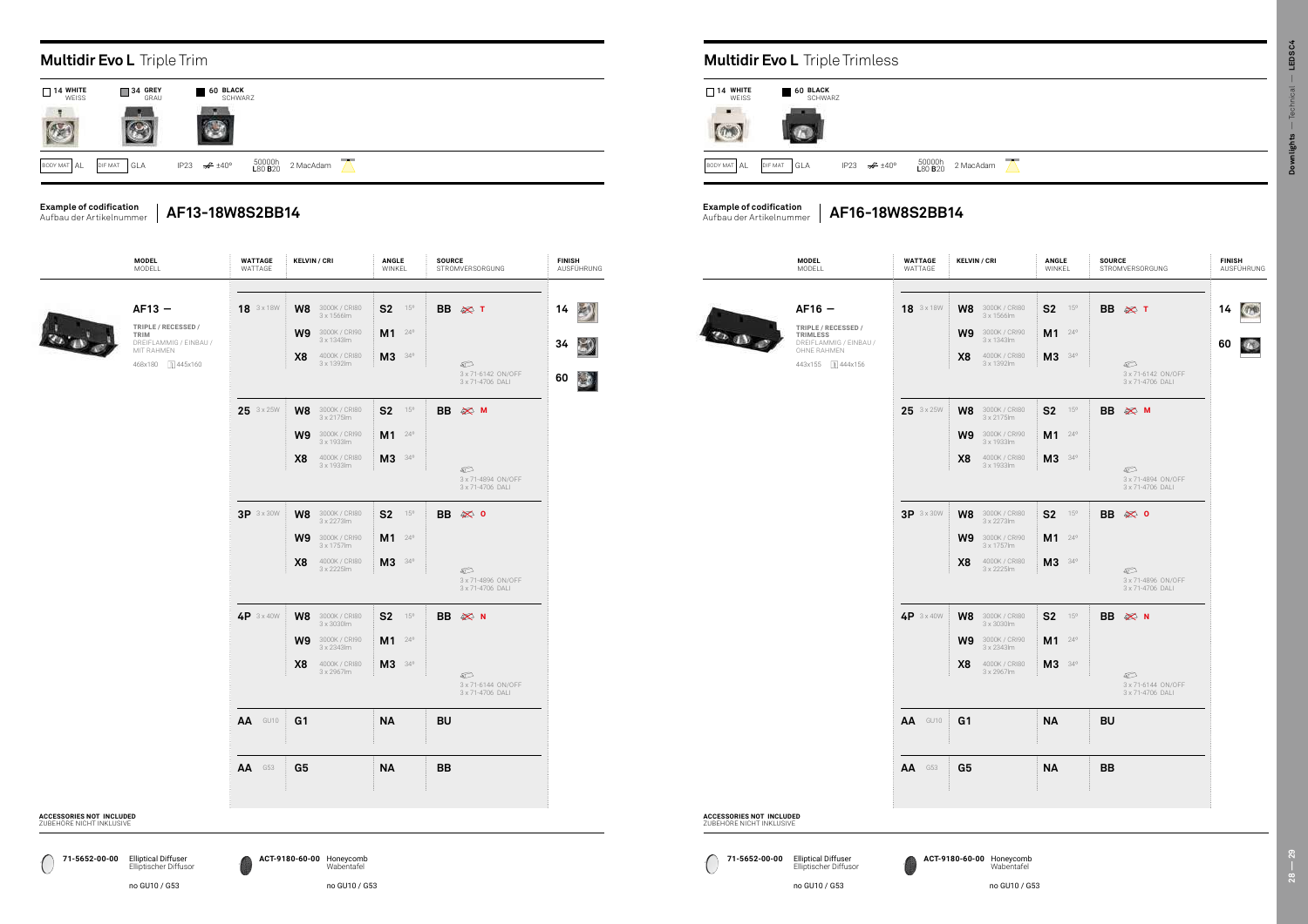## Multidir Evo L Triple Trim

14 WHITE WEISS | 34 GREY GRAU | 60 BLACK SCHWARZ

BODY MAT AL | DIF MAT GLA | IP23 | ±40º | 50000h L80 B20 | 2 MacAdam

**Example of codification**
Aufbau der Artikelnummer

**AF13-18W8S2BB14**

| MODEL MODELL | WATTAGE WATTAGE | KELVIN / CRI | ANGLE WINKEL | SOURCE STROMVERSORGUNG | FINISH AUSFÜHRUNG |
|---|---|---|---|---|---|
| **AF13 —** TRIPLE / RECESSED / TRIM DREIFLAMMIG / EINBAU / MIT RAHMEN 468x180 445x160 | **18** 3 x 18W | **W8** 3000K / CRI80 3 x 1566lm | **S2** 15º | **BB** T | **14** |
| | | **W9** 3000K / CRI90 3 x 1343lm | **M1** 24º | | **34** |
| | | **X8** 4000K / CRI80 3 x 1392lm | **M3** 34º | 3 x 71-6142 ON/OFF 3 x 71-4706 DALI | **60** |
| | **25** 3 x 25W | **W8** 3000K / CRI80 3 x 2175lm | **S2** 15º | **BB** M | |
| | | **W9** 3000K / CRI90 3 x 1933lm | **M1** 24º | | |
| | | **X8** 4000K / CRI80 3 x 1933lm | **M3** 34º | 3 x 71-4894 ON/OFF 3 x 71-4706 DALI | |
| | **3P** 3 x 30W | **W8** 3000K / CRI80 3 x 2273lm | **S2** 15º | **BB** O | |
| | | **W9** 3000K / CRI90 3 x 1757lm | **M1** 24º | | |
| | | **X8** 4000K / CRI80 3 x 2225lm | **M3** 34º | 3 x 71-4896 ON/OFF 3 x 71-4706 DALI | |
| | **4P** 3 x 40W | **W8** 3000K / CRI80 3 x 3030lm | **S2** 15º | **BB** N | |
| | | **W9** 3000K / CRI90 3 x 2343lm | **M1** 24º | | |
| | | **X8** 4000K / CRI80 3 x 2967lm | **M3** 34º | 3 x 71-6144 ON/OFF 3 x 71-4706 DALI | |
| | **AA** GU10 | **G1** | **NA** | **BU** | |
| | **AA** G53 | **G5** | **NA** | **BB** | |

**ACCESSORIES NOT INCLUDED**
ZUBEHÖRE NICHT INKLUSIVE

**71-5652-00-00** Elliptical Diffuser / Elliptischer Diffusor — no GU10 / G53

**ACT-9180-60-00** Honeycomb / Wabentafel — no GU10 / G53

## Multidir Evo L Triple Trimless

14 WHITE WEISS | 60 BLACK SCHWARZ

BODY MAT AL | DIF MAT GLA | IP23 | ±40º | 50000h L80 B20 | 2 MacAdam

**Example of codification**
Aufbau der Artikelnummer

**AF16-18W8S2BB14**

| MODEL MODELL | WATTAGE WATTAGE | KELVIN / CRI | ANGLE WINKEL | SOURCE STROMVERSORGUNG | FINISH AUSFÜHRUNG |
|---|---|---|---|---|---|
| **AF16 —** TRIPLE / RECESSED / TRIMLESS DREIFLAMMIG / EINBAU / OHNE RAHMEN 443x155 444x156 | **18** 3 x 18W | **W8** 3000K / CRI80 3 x 1566lm | **S2** 15º | **BB** T | **14** |
| | | **W9** 3000K / CRI90 3 x 1343lm | **M1** 24º | | **60** |
| | | **X8** 4000K / CRI80 3 x 1392lm | **M3** 34º | 3 x 71-6142 ON/OFF 3 x 71-4706 DALI | |
| | **25** 3 x 25W | **W8** 3000K / CRI80 3 x 2175lm | **S2** 15º | **BB** M | |
| | | **W9** 3000K / CRI90 3 x 1933lm | **M1** 24º | | |
| | | **X8** 4000K / CRI80 3 x 1933lm | **M3** 34º | 3 x 71-4894 ON/OFF 3 x 71-4706 DALI | |
| | **3P** 3 x 30W | **W8** 3000K / CRI80 3 x 2273lm | **S2** 15º | **BB** O | |
| | | **W9** 3000K / CRI90 3 x 1757lm | **M1** 24º | | |
| | | **X8** 4000K / CRI80 3 x 2225lm | **M3** 34º | 3 x 71-4896 ON/OFF 3 x 71-4706 DALI | |
| | **4P** 3 x 40W | **W8** 3000K / CRI80 3 x 3030lm | **S2** 15º | **BB** N | |
| | | **W9** 3000K / CRI90 3 x 2343lm | **M1** 24º | | |
| | | **X8** 4000K / CRI80 3 x 2967lm | **M3** 34º | 3 x 71-6144 ON/OFF 3 x 71-4706 DALI | |
| | **AA** GU10 | **G1** | **NA** | **BU** | |
| | **AA** G53 | **G5** | **NA** | **BB** | |

**ACCESSORIES NOT INCLUDED**
ZUBEHÖRE NICHT INKLUSIVE

**71-5652-00-00** Elliptical Diffuser / Elliptischer Diffusor — no GU10 / G53

**ACT-9180-60-00** Honeycomb / Wabentafel — no GU10 / G53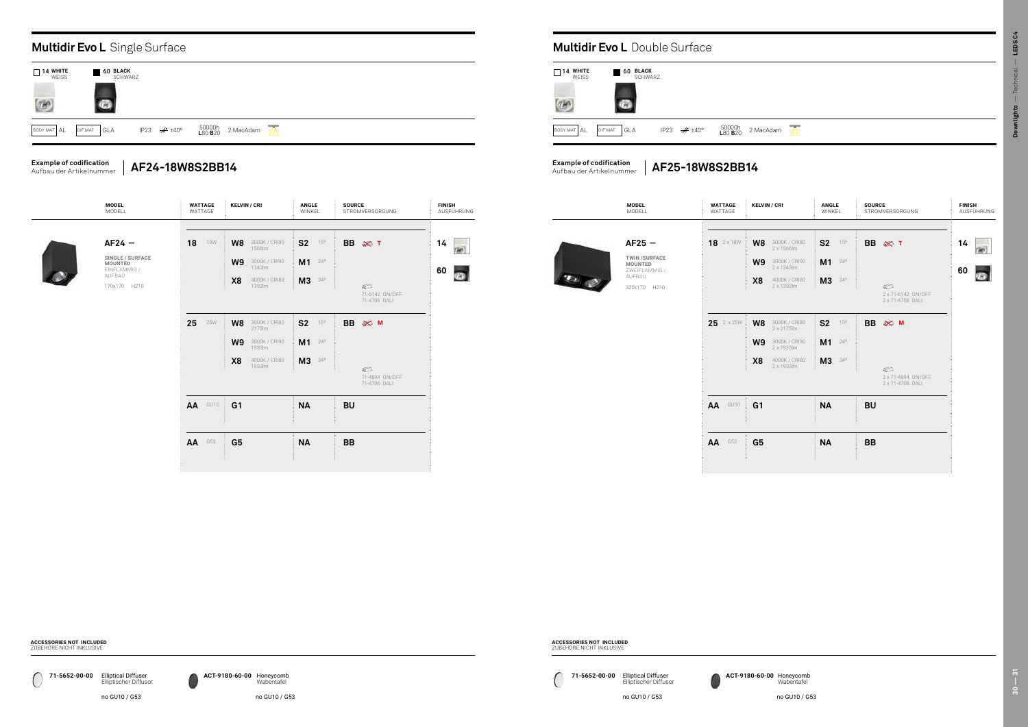## **Multidir Evo L** Single Surface

14 WHITE WEISS | 60 BLACK SCHWARZ

BODY MAT AL | DIF MAT GLA | IP23 | ±40° | 50000h L80 B20 | 2 MacAdam

**Example of codification**
Aufbau der Artikelnummer | **AF24-18W8S2BB14**

| MODEL MODELL | WATTAGE WATTAGE | KELVIN / CRI | ANGLE WINKEL | SOURCE STROMVERSORGUNG | FINISH AUSFÜHRUNG |
|---|---|---|---|---|---|
| **AF24 —** SINGLE / SURFACE MOUNTED EINFLAMMIG / AUFBAU 170x170 H210 | **18** 18W | **W8** 3000K / CRI80 1566lm | **S2** 15° | **BB** T | **14** |
| | | **W9** 3000K / CRI90 1343lm | **M1** 24° | | **60** |
| | | **X8** 4000K / CRI80 1392lm | **M3** 34° | 71-6142 ON/OFF 71-4706 DALI | |
| | **25** 25W | **W8** 3000K / CRI80 2175lm | **S2** 15° | **BB** M | |
| | | **W9** 3000K / CRI90 1933lm | **M1** 24° | | |
| | | **X8** 4000K / CRI80 1933lm | **M3** 34° | 71-4894 ON/OFF 71-4706 DALI | |
| | **AA** GU10 | **G1** | **NA** | **BU** | |
| | **AA** G53 | **G5** | **NA** | **BB** | |

**ACCESSORIES NOT INCLUDED**
ZUBEHÖRE NICHT INKLUSIVE

**71-5652-00-00** Elliptical Diffuser Elliptischer Diffusor — no GU10 / G53

**ACT-9180-60-00** Honeycomb Wabentafel — no GU10 / G53

## **Multidir Evo L** Double Surface

14 WHITE WEISS | 60 BLACK SCHWARZ

BODY MAT AL | DIF MAT GLA | IP23 | ±40° | 50000h L80 B20 | 2 MacAdam

**Example of codification**
Aufbau der Artikelnummer | **AF25-18W8S2BB14**

| MODEL MODELL | WATTAGE WATTAGE | KELVIN / CRI | ANGLE WINKEL | SOURCE STROMVERSORGUNG | FINISH AUSFÜHRUNG |
|---|---|---|---|---|---|
| **AF25 —** TWIN /SURFACE MOUNTED ZWEIFLAMMIG / AUFBAU 320x170 H210 | **18** 2 x 18W | **W8** 3000K / CRI80 2 x 1566lm | **S2** 15° | **BB** T | **14** |
| | | **W9** 3000K / CRI90 2 x 1343lm | **M1** 24° | | **60** |
| | | **X8** 4000K / CRI80 2 x 1392lm | **M3** 34° | 2 x 71-6142 ON/OFF 2 x 71-4706 DALI | |
| | **25** 2 x 25W | **W8** 3000K / CRI80 2 x 2175lm | **S2** 15° | **BB** M | |
| | | **W9** 3000K / CRI90 2 x 1933lm | **M1** 24° | | |
| | | **X8** 4000K / CRI80 2 x 1933lm | **M3** 34° | 2 x 71-4894 ON/OFF 2 x 71-4706 DALI | |
| | **AA** GU10 | **G1** | **NA** | **BU** | |
| | **AA** G53 | **G5** | **NA** | **BB** | |

**ACCESSORIES NOT INCLUDED**
ZUBEHÖRE NICHT INKLUSIVE

**71-5652-00-00** Elliptical Diffuser Elliptischer Diffusor — no GU10 / G53

**ACT-9180-60-00** Honeycomb Wabentafel — no GU10 / G53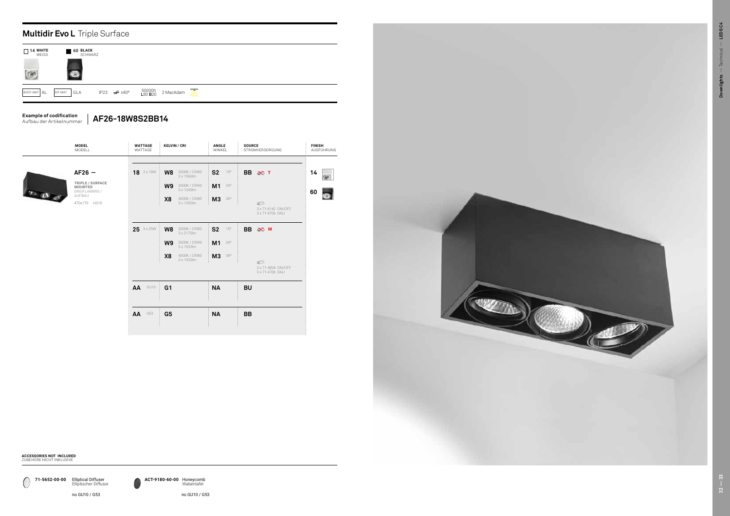# **Multidir Evo L** Triple Surface

**14 WHITE** WEISS | **60 BLACK** SCHWARZ

BODY MAT AL | DIF MAT GLA | IP23 | ±40º | 50000h L80 B20 | 2 MacAdam

**Example of codification**
Aufbau der Artikelnummer

**AF26-18W8S2BB14**

| MODEL MODELL | WATTAGE WATTAGE | KELVIN / CRI | | ANGLE WINKEL | | SOURCE STROMVERSORGUNG | FINISH AUSFÜHRUNG |
|---|---|---|---|---|---|---|---|
| **AF26 —** TRIPLE / SURFACE MOUNTED DREIFLAMMIG / AUFBAU 470x170 H210 | **18** 3 x 18W | **W8** | 3000K / CRI80 3 x 1566lm | **S2** | 15º | **BB** T | **14** |
| | | **W9** | 3000K / CRI90 3 x 1343lm | **M1** | 24º | | **60** |
| | | **X8** | 4000K / CRI80 3 x 1392lm | **M3** | 34º | 3 x 71-6142 ON/OFF 3 x 71-4706 DALI | |
| | **25** 3 x 25W | **W8** | 3000K / CRI80 3 x 2175lm | **S2** | 15º | **BB** M | |
| | | **W9** | 3000K / CRI90 3 x 1933lm | **M1** | 24º | | |
| | | **X8** | 4000K / CRI80 3 x 1933lm | **M3** | 34º | 3 x 71-4894 ON/OFF 3 x 71-4706 DALI | |
| | **AA** GU10 | **G1** | | **NA** | | **BU** | |
| | **AA** G53 | **G5** | | **NA** | | **BB** | |

**ACCESSORIES NOT INCLUDED**
ZUBEHÖRE NICHT INKLUSIVE

**71-5652-00-00** Elliptical Diffuser / Elliptischer Diffusor — no GU10 / G53

**ACT-9180-60-00** Honeycomb / Wabentafel — no GU10 / G53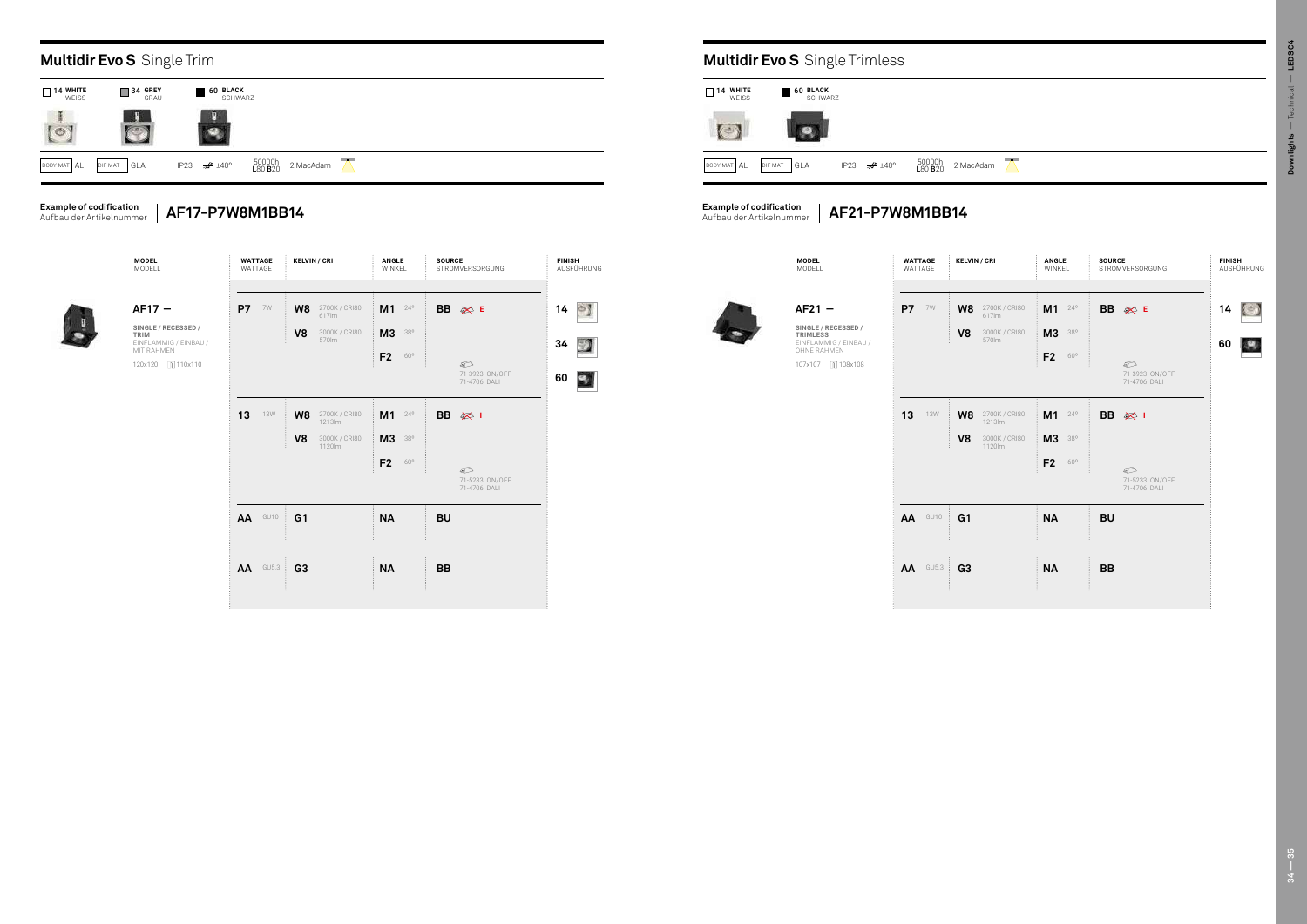## **Multidir Evo S** Single Trim

14 WHITE WEISS | 34 GREY GRAU | 60 BLACK SCHWARZ

BODY MAT AL | DIF MAT GLA | IP23 | ±40° | 50000h L80 B20 | 2 MacAdam

**Example of codification**
Aufbau der Artikelnummer **AF17-P7W8M1BB14**

| MODEL MODELL | WATTAGE WATTAGE | | KELVIN / CRI | | ANGLE WINKEL | | SOURCE STROMVERSORGUNG | FINISH AUSFÜHRUNG |
|---|---|---|---|---|---|---|---|---|
| **AF17 —** SINGLE / RECESSED / TRIM EINFLAMMIG / EINBAU / MIT RAHMEN 120x120 110x110 | **P7** | 7W | **W8** | 2700K / CRI80 617lm | **M1** | 24° | **BB** E | **14** |
| | | | **V8** | 3000K / CRI80 570lm | **M3** | 38° | | **34** |
| | | | | | **F2** | 60° | 71-3923 ON/OFF 71-4706 DALI | **60** |
| | **13** | 13W | **W8** | 2700K / CRI80 1213lm | **M1** | 24° | **BB** I | |
| | | | **V8** | 3000K / CRI80 1120lm | **M3** | 38° | | |
| | | | | | **F2** | 60° | 71-5233 ON/OFF 71-4706 DALI | |
| | **AA** | GU10 | **G1** | | **NA** | | **BU** | |
| | **AA** | GU5.3 | **G3** | | **NA** | | **BB** | |

## **Multidir Evo S** Single Trimless

14 WHITE WEISS | 60 BLACK SCHWARZ

BODY MAT AL | DIF MAT GLA | IP23 | ±40° | 50000h L80 B20 | 2 MacAdam

**Example of codification**
Aufbau der Artikelnummer **AF21-P7W8M1BB14**

| MODEL MODELL | WATTAGE WATTAGE | | KELVIN / CRI | | ANGLE WINKEL | | SOURCE STROMVERSORGUNG | FINISH AUSFÜHRUNG |
|---|---|---|---|---|---|---|---|---|
| **AF21 —** SINGLE / RECESSED / TRIMLESS EINFLAMMIG / EINBAU / OHNE RAHMEN 107x107 108x108 | **P7** | 7W | **W8** | 2700K / CRI80 617lm | **M1** | 24° | **BB** E | **14** |
| | | | **V8** | 3000K / CRI80 570lm | **M3** | 38° | | **60** |
| | | | | | **F2** | 60° | 71-3923 ON/OFF 71-4706 DALI | |
| | **13** | 13W | **W8** | 2700K / CRI80 1213lm | **M1** | 24° | **BB** I | |
| | | | **V8** | 3000K / CRI80 1120lm | **M3** | 38° | | |
| | | | | | **F2** | 60° | 71-5233 ON/OFF 71-4706 DALI | |
| | **AA** | GU10 | **G1** | | **NA** | | **BU** | |
| | **AA** | GU5.3 | **G3** | | **NA** | | **BB** | |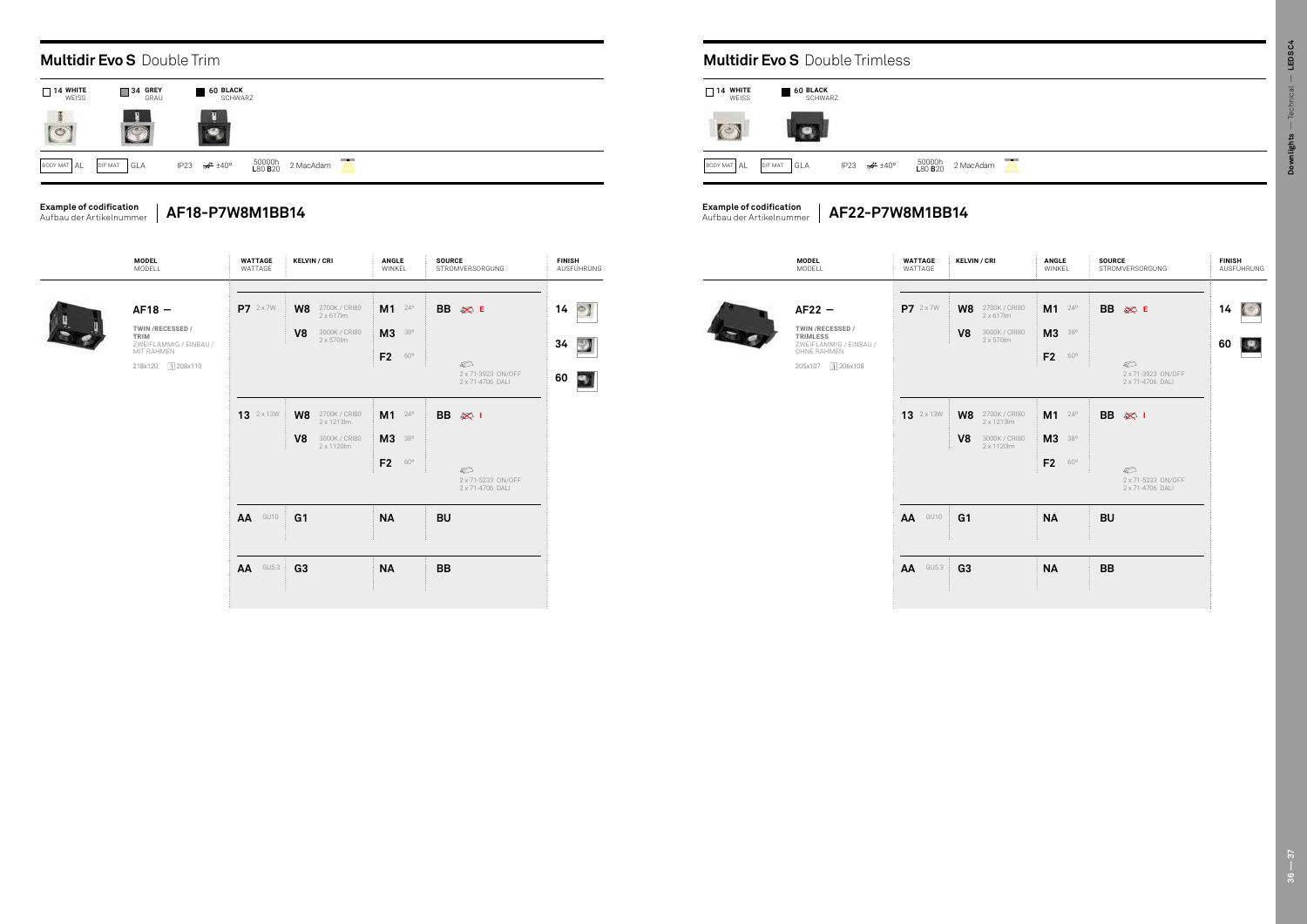## **Multidir Evo S** Double Trim

14 WHITE WEISS | 34 GREY GRAU | 60 BLACK SCHWARZ

BODY MAT AL | DIF MAT GLA | IP23 | ±40º | 50000h L80 B20 | 2 MacAdam

**Example of codification**
Aufbau der Artikelnummer | **AF18-P7W8M1BB14**

| MODEL MODELL | WATTAGE WATTAGE | KELVIN / CRI | ANGLE WINKEL | SOURCE STROMVERSORGUNG | FINISH AUSFÜHRUNG |
|---|---|---|---|---|---|
| **AF18 —** TWIN /RECESSED / TRIM ZWEIFLAMMIG / EINBAU / MIT RAHMEN 218x120 ⌴ 208x110 | **P7** 2 x 7W | **W8** 2700K / CRI80 2 x 617lm | **M1** 24º | **BB** E | **14** |
| | | **V8** 3000K / CRI80 2 x 570lm | **M3** 38º | | **34** |
| | | | **F2** 60º | 2 x 71-3923 ON/OFF 2 x 71-4706 DALI | **60** |
| | **13** 2 x 13W | **W8** 2700K / CRI80 2 x 1213lm | **M1** 24º | **BB** I | |
| | | **V8** 3000K / CRI80 2 x 1120lm | **M3** 38º | | |
| | | | **F2** 60º | 2 x 71-5233 ON/OFF 2 x 71-4706 DALI | |
| | **AA** GU10 | **G1** | **NA** | **BU** | |
| | **AA** GU5.3 | **G3** | **NA** | **BB** | |

## **Multidir Evo S** Double Trimless

14 WHITE WEISS | 60 BLACK SCHWARZ

BODY MAT AL | DIF MAT GLA | IP23 | ±40º | 50000h L80 B20 | 2 MacAdam

**Example of codification**
Aufbau der Artikelnummer | **AF22-P7W8M1BB14**

| MODEL MODELL | WATTAGE WATTAGE | KELVIN / CRI | ANGLE WINKEL | SOURCE STROMVERSORGUNG | FINISH AUSFÜHRUNG |
|---|---|---|---|---|---|
| **AF22 —** TWIN /RECESSED / TRIMLESS ZWEIFLAMMIG / EINBAU / OHNE RAHMEN 205x107 ⌴ 206x108 | **P7** 2 x 7W | **W8** 2700K / CRI80 2 x 617lm | **M1** 24º | **BB** E | **14** |
| | | **V8** 3000K / CRI80 2 x 570lm | **M3** 38º | | **60** |
| | | | **F2** 60º | 2 x 71-3923 ON/OFF 2 x 71-4706 DALI | |
| | **13** 2 x 13W | **W8** 2700K / CRI80 2 x 1213lm | **M1** 24º | **BB** I | |
| | | **V8** 3000K / CRI80 2 x 1120lm | **M3** 38º | | |
| | | | **F2** 60º | 2 x 71-5233 ON/OFF 2 x 71-4706 DALI | |
| | **AA** GU10 | **G1** | **NA** | **BU** | |
| | **AA** GU5.3 | **G3** | **NA** | **BB** | |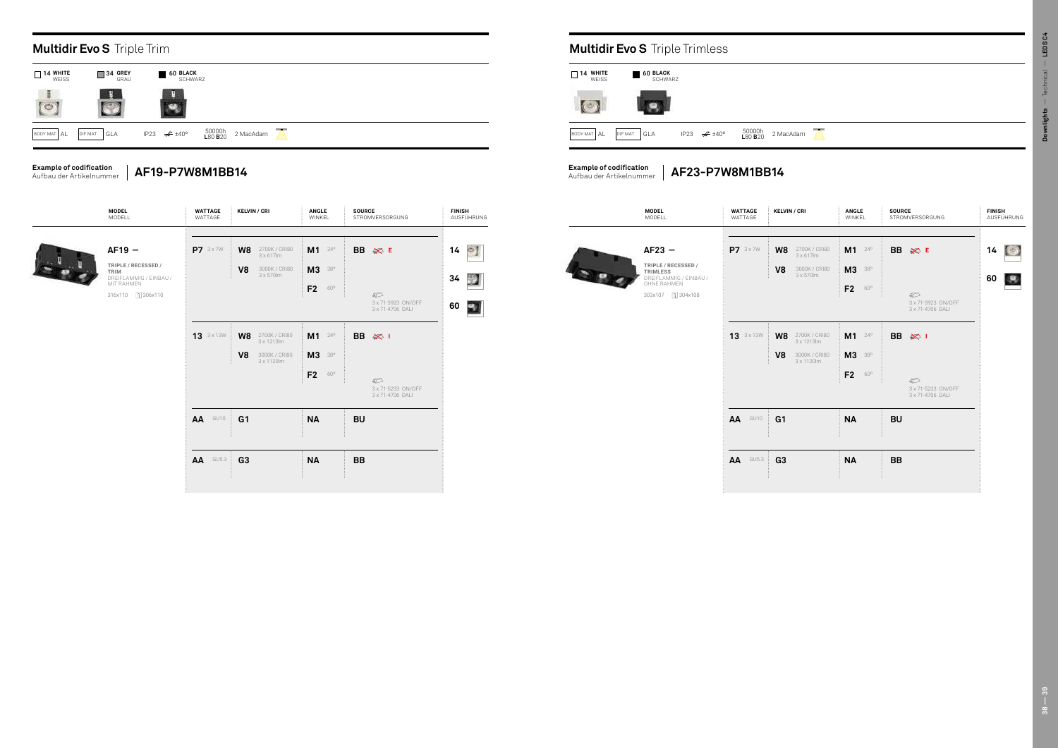## **Multidir Evo S** Triple Trim

14 WHITE / WEISS — 34 GREY / GRAU — 60 BLACK / SCHWARZ

BODY MAT AL — DIF MAT GLA — IP23 — ±40° — 50000h L80 B20 — 2 MacAdam

**Example of codification**
Aufbau der Artikelnummer — **AF19-P7W8M1BB14**

| MODEL / MODELL | WATTAGE / WATTAGE | KELVIN / CRI | ANGLE / WINKEL | SOURCE / STROMVERSORGUNG | FINISH / AUSFÜHRUNG |
|---|---|---|---|---|---|
| **AF19 —** TRIPLE / RECESSED / TRIM — DREIFLAMMIG / EINBAU / MIT RAHMEN — 316x110 — 306x110 | **P7** 3 x 7W | **W8** 2700K / CRI80 3 x 617lm; **V8** 3000K / CRI80 3 x 570lm | **M1** 24°; **M3** 38°; **F2** 60° | **BB** E — 3 x 71-3923 ON/OFF; 3 x 71-4706 DALI | **14**; **34**; **60** |
| | **13** 3 x 13W | **W8** 2700K / CRI80 3 x 1213lm; **V8** 3000K / CRI80 3 x 1120lm | **M1** 24°; **M3** 38°; **F2** 60° | **BB** I — 3 x 71-5233 ON/OFF; 3 x 71-4706 DALI | |
| | **AA** GU10 | **G1** | **NA** | **BU** | |
| | **AA** GU5.3 | **G3** | **NA** | **BB** | |

## **Multidir Evo S** Triple Trimless

14 WHITE / WEISS — 60 BLACK / SCHWARZ

BODY MAT AL — DIF MAT GLA — IP23 — ±40° — 50000h L80 B20 — 2 MacAdam

**Example of codification**
Aufbau der Artikelnummer — **AF23-P7W8M1BB14**

| MODEL / MODELL | WATTAGE / WATTAGE | KELVIN / CRI | ANGLE / WINKEL | SOURCE / STROMVERSORGUNG | FINISH / AUSFÜHRUNG |
|---|---|---|---|---|---|
| **AF23 —** TRIPLE / RECESSED / TRIMLESS — DREIFLAMMIG / EINBAU / OHNE RAHMEN — 303x107 — 304x108 | **P7** 3 x 7W | **W8** 2700K / CRI80 3 x 617lm; **V8** 3000K / CRI80 3 x 570lm | **M1** 24°; **M3** 38°; **F2** 60° | **BB** E — 3 x 71-3923 ON/OFF; 3 x 71-4706 DALI | **14**; **60** |
| | **13** 3 x 13W | **W8** 2700K / CRI80 3 x 1213lm; **V8** 3000K / CRI80 3 x 1120lm | **M1** 24°; **M3** 38°; **F2** 60° | **BB** I — 3 x 71-5233 ON/OFF; 3 x 71-4706 DALI | |
| | **AA** GU10 | **G1** | **NA** | **BU** | |
| | **AA** GU5.3 | **G3** | **NA** | **BB** | |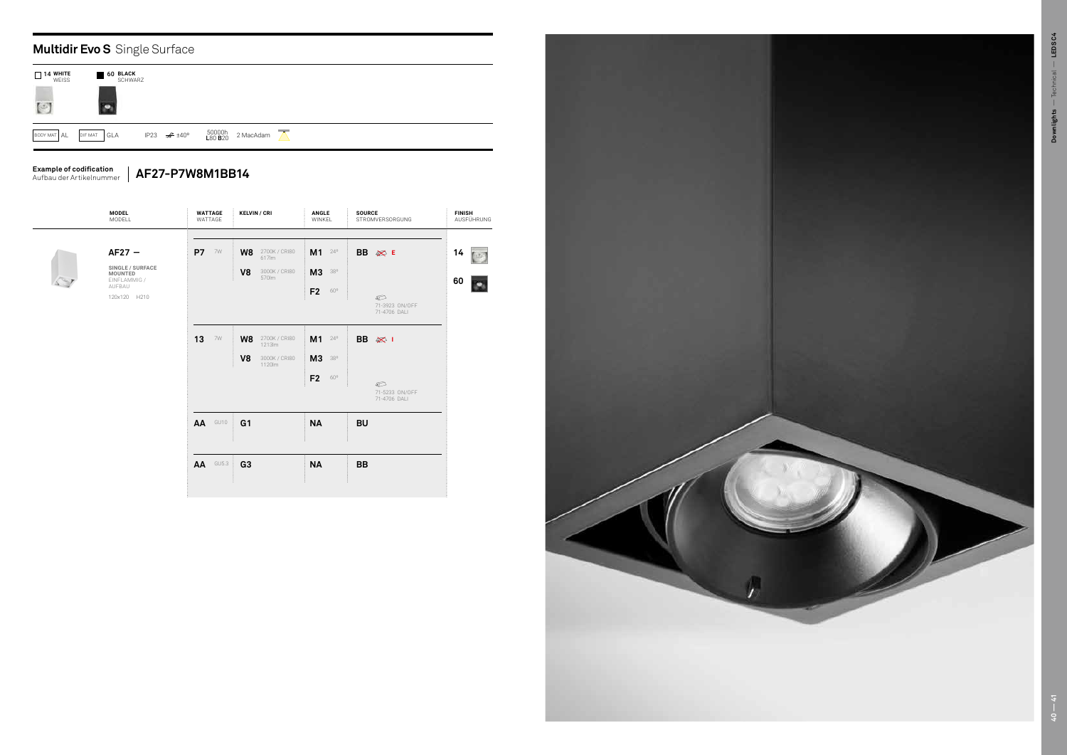## **Multidir Evo S** Single Surface

**14 WHITE** WEISS | **60 BLACK** SCHWARZ

BODY MAT AL | DIF MAT GLA | IP23 | ±40° | 50000h L80 B20 | 2 MacAdam

**Example of codification**
Aufbau der Artikelnummer

**AF27-P7W8M1BB14**

| MODEL MODELL | WATTAGE WATTAGE | KELVIN / CRI | ANGLE WINKEL | SOURCE STROMVERSORGUNG | FINISH AUSFÜHRUNG |
|---|---|---|---|---|---|
| **AF27 —** SINGLE / SURFACE MOUNTED EINFLAMMIG / AUFBAU 120x120 H210 | **P7** 7W | **W8** 2700K / CRI80 617lm | **M1** 24° | **BB** E | **14** |
| | | **V8** 3000K / CRI80 570lm | **M3** 38° | | **60** |
| | | | **F2** 60° | 71-3923 ON/OFF 71-4706 DALI | |
| | **13** 7W | **W8** 2700K / CRI80 1213lm | **M1** 24° | **BB** I | |
| | | **V8** 3000K / CRI80 1120lm | **M3** 38° | | |
| | | | **F2** 60° | 71-5233 ON/OFF 71-4706 DALI | |
| | **AA** GU10 | **G1** | **NA** | **BU** | |
| | **AA** GU5.3 | **G3** | **NA** | **BB** | |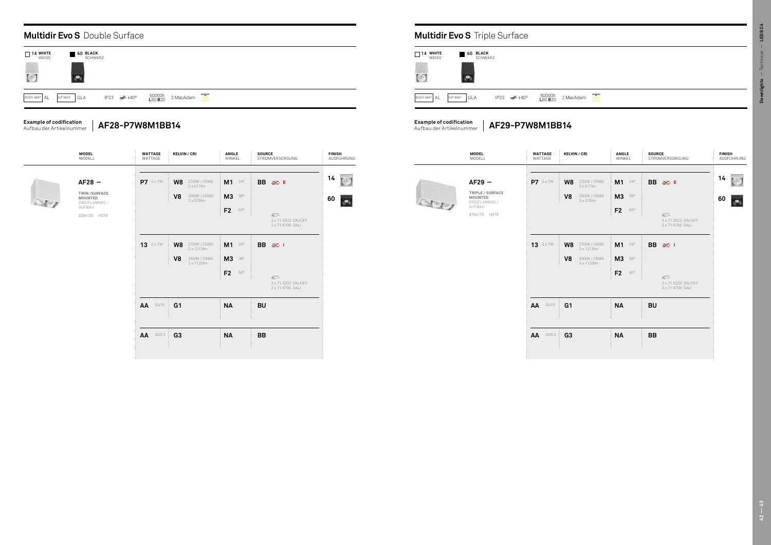## **Multidir Evo S** Double Surface

14 WHITE WEISS | 60 BLACK SCHWARZ

BODY MAT AL | DIF MAT GLA | IP23 | ±40° | 50000h L80 B20 | 2 MacAdam

**Example of codification**
Aufbau der Artikelnummer | **AF28-P7W8M1BB14**

| MODEL MODELL | WATTAGE WATTAGE | KELVIN / CRI | ANGLE WINKEL | SOURCE STROMVERSORGUNG | FINISH AUSFÜHRUNG |
|---|---|---|---|---|---|
| **AF28 —** TWIN /SURFACE MOUNTED ZWEIFLAMMIG / AUFBAU 220x120 H210 | **P7** 2 x 7W | **W8** 2700K / CRI80 2 x 617lm<br>**V8** 3000K / CRI80 2 x 570lm | **M1** 24°<br>**M3** 38°<br>**F2** 60° | **BB** E<br>2 x 71-3923 ON/OFF<br>2 x 71-4706 DALI | **14**<br>**60** |
| | **13** 2 x 7W | **W8** 2700K / CRI80 2 x 1213lm<br>**V8** 3000K / CRI80 2 x 1120lm | **M1** 24°<br>**M3** 38°<br>**F2** 60° | **BB** I<br>2 x 71-5233 ON/OFF<br>2 x 71-4706 DALI | |
| | **AA** GU10 | **G1** | **NA** | **BU** | |
| | **AA** GU5.3 | **G3** | **NA** | **BB** | |

## **Multidir Evo S** Triple Surface

14 WHITE WEISS | 60 BLACK SCHWARZ

BODY MAT AL | DIF MAT GLA | IP23 | ±40° | 50000h L80 B20 | 2 MacAdam

**Example of codification**
Aufbau der Artikelnummer | **AF29-P7W8M1BB14**

| MODEL MODELL | WATTAGE WATTAGE | KELVIN / CRI | ANGLE WINKEL | SOURCE STROMVERSORGUNG | FINISH AUSFÜHRUNG |
|---|---|---|---|---|---|
| **AF29 —** TRIPLE / SURFACE MOUNTED DREIFLAMMIG / AUFBAU 470x170 H210 | **P7** 3 x 7W | **W8** 2700K / CRI80 3 x 617lm<br>**V8** 3000K / CRI80 3 x 570lm | **M1** 24°<br>**M3** 38°<br>**F2** 60° | **BB** E<br>3 x 71-3923 ON/OFF<br>3 x 71-4706 DALI | **14**<br>**60** |
| | **13** 3 x 7W | **W8** 2700K / CRI80 3 x 1213lm<br>**V8** 3000K / CRI80 3 x 1120lm | **M1** 24°<br>**M3** 38°<br>**F2** 60° | **BB** I<br>3 x 71-5233 ON/OFF<br>3 x 71-4706 DALI | |
| | **AA** GU10 | **G1** | **NA** | **BU** | |
| | **AA** GU5.3 | **G3** | **NA** | **BB** | |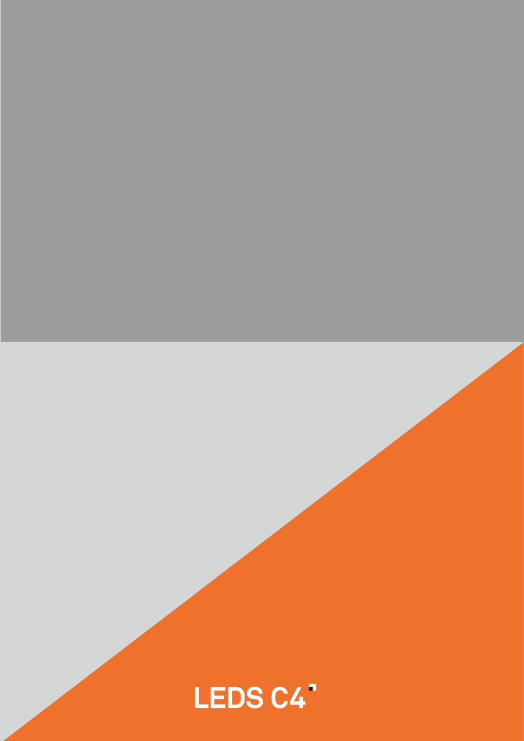LEDS C4